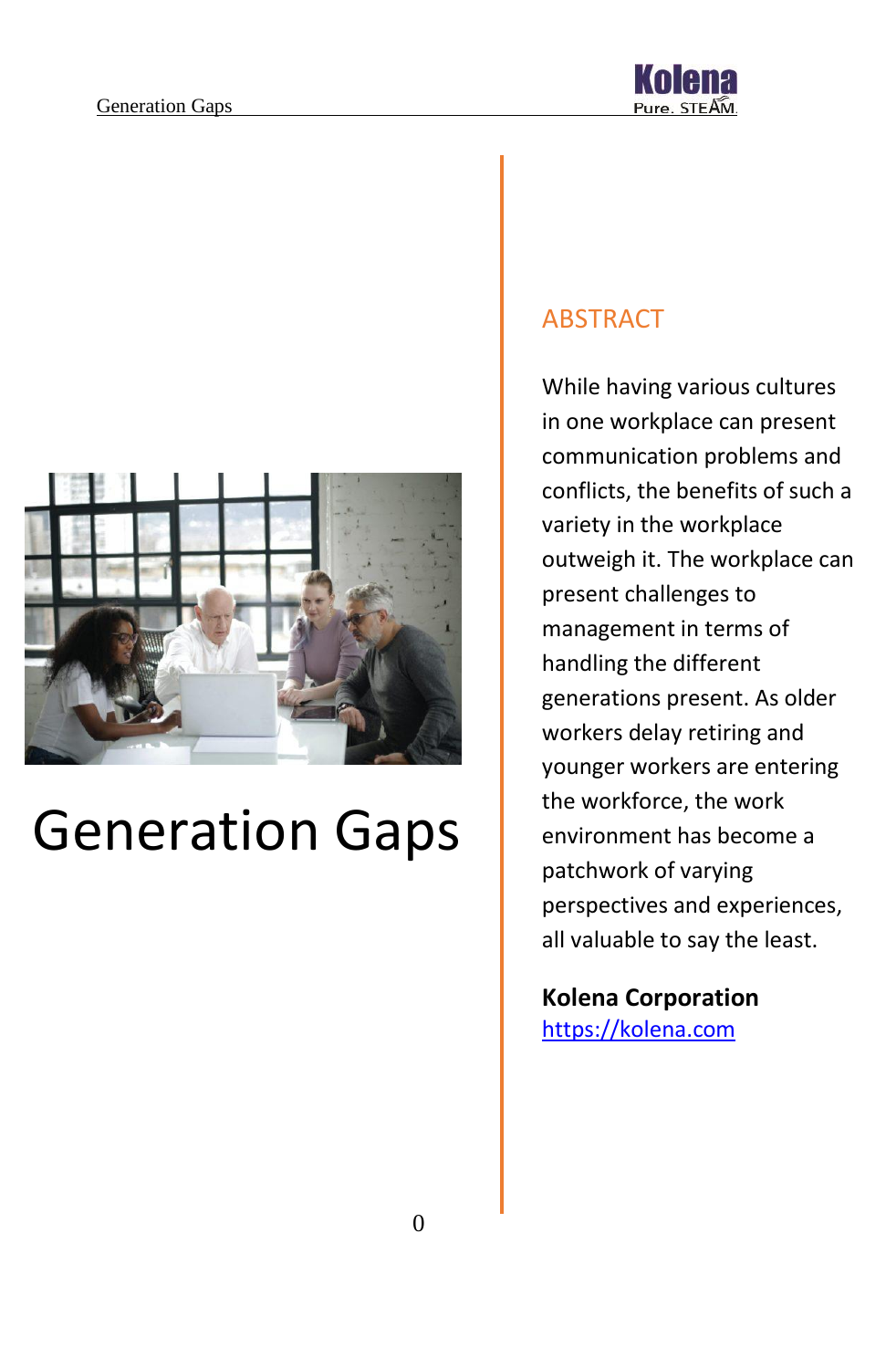# Generation Gaps

## ABSTRACT

While having various cultures in one workplace can present communication problems and conflicts, the benefits of such a variety in the workplace outweigh it. The workplace can present challenges to management in terms of handling the different generations present. As older workers delay retiring and younger workers are entering the workforce, the work environment has become a patchwork of varying perspectives and experiences, all valuable to say the least.

**Kolena Corporation**
https://kolena.com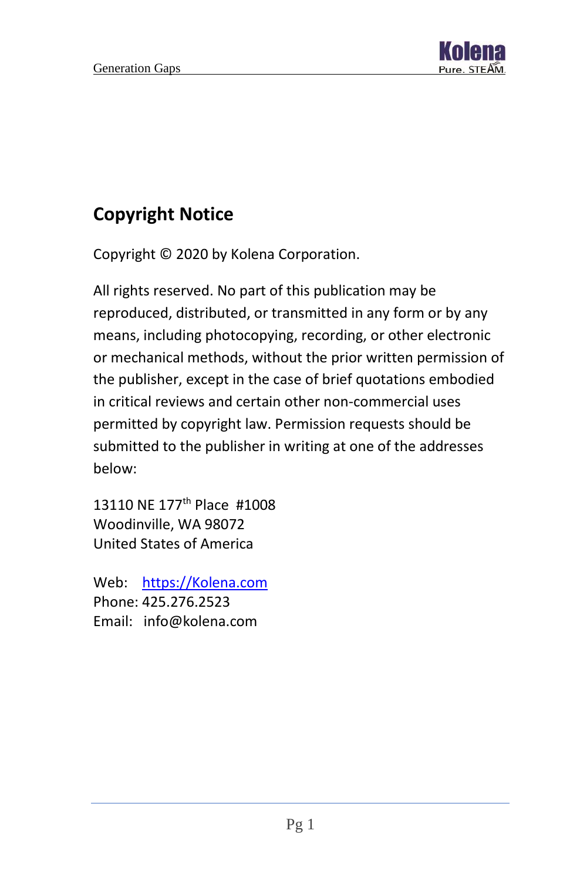## Copyright Notice

Copyright © 2020 by Kolena Corporation.

All rights reserved. No part of this publication may be reproduced, distributed, or transmitted in any form or by any means, including photocopying, recording, or other electronic or mechanical methods, without the prior written permission of the publisher, except in the case of brief quotations embodied in critical reviews and certain other non-commercial uses permitted by copyright law. Permission requests should be submitted to the publisher in writing at one of the addresses below:

13110 NE 177th Place #1008
Woodinville, WA 98072
United States of America

Web: https://Kolena.com
Phone: 425.276.2523
Email: info@kolena.com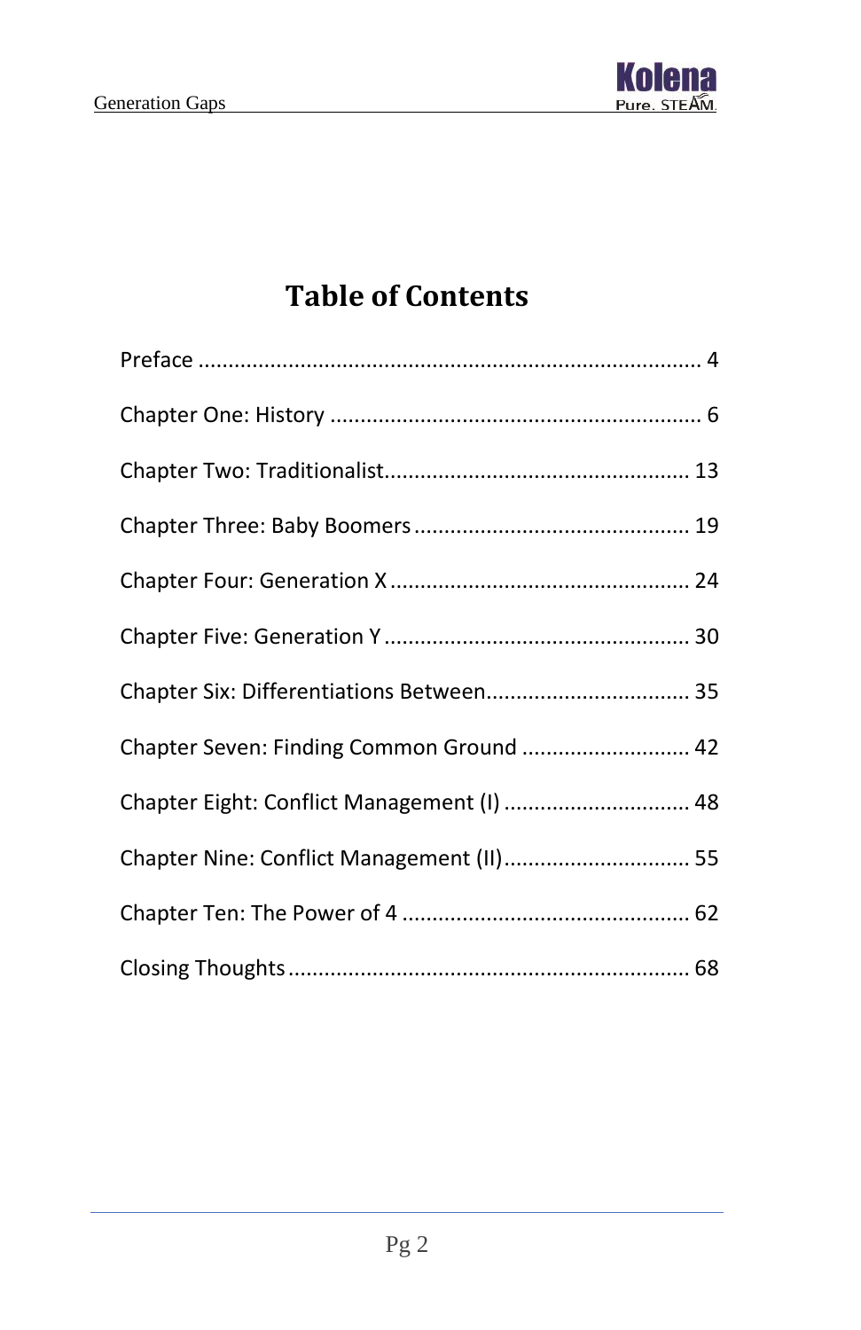# Table of Contents

Preface .................................................................................... 4

Chapter One: History .............................................................. 6

Chapter Two: Traditionalist..................................................... 13

Chapter Three: Baby Boomers ............................................... 19

Chapter Four: Generation X .................................................... 24

Chapter Five: Generation Y ..................................................... 30

Chapter Six: Differentiations Between.................................... 35

Chapter Seven: Finding Common Ground .............................. 42

Chapter Eight: Conflict Management (I) ................................. 48

Chapter Nine: Conflict Management (II).................................. 55

Chapter Ten: The Power of 4 .................................................. 62

Closing Thoughts..................................................................... 68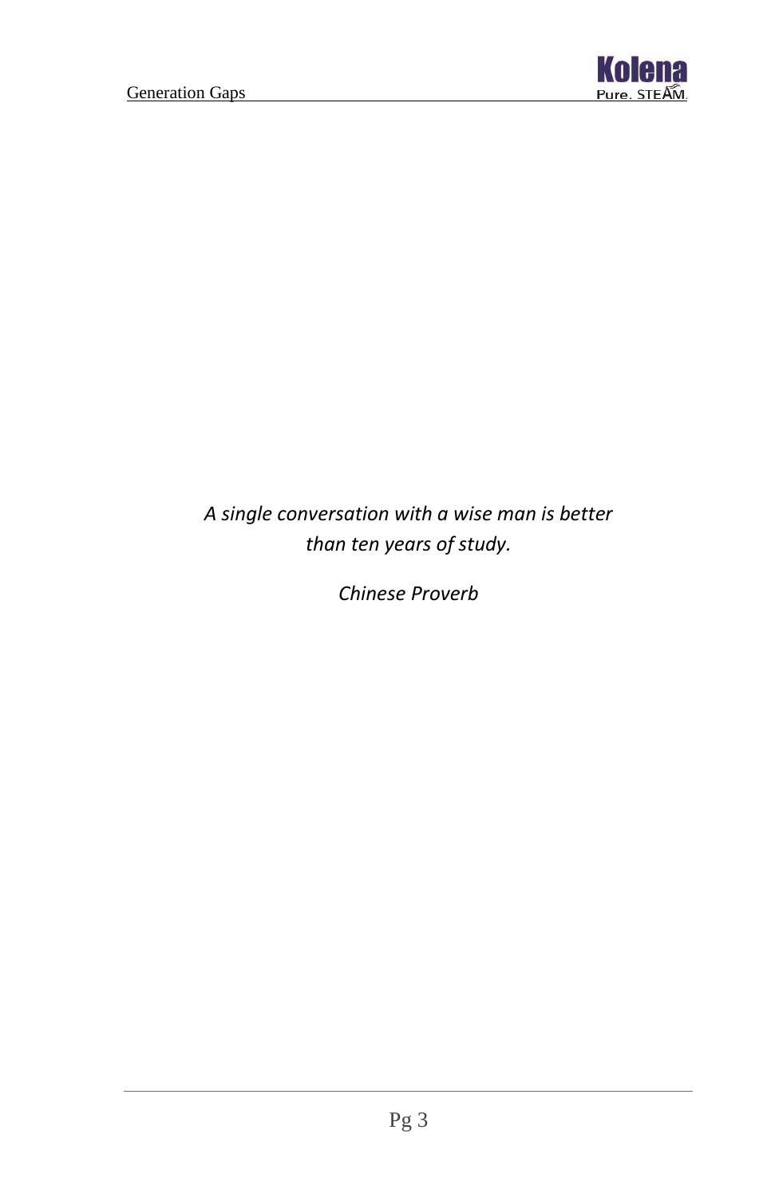*A single conversation with a wise man is better than ten years of study.*

*Chinese Proverb*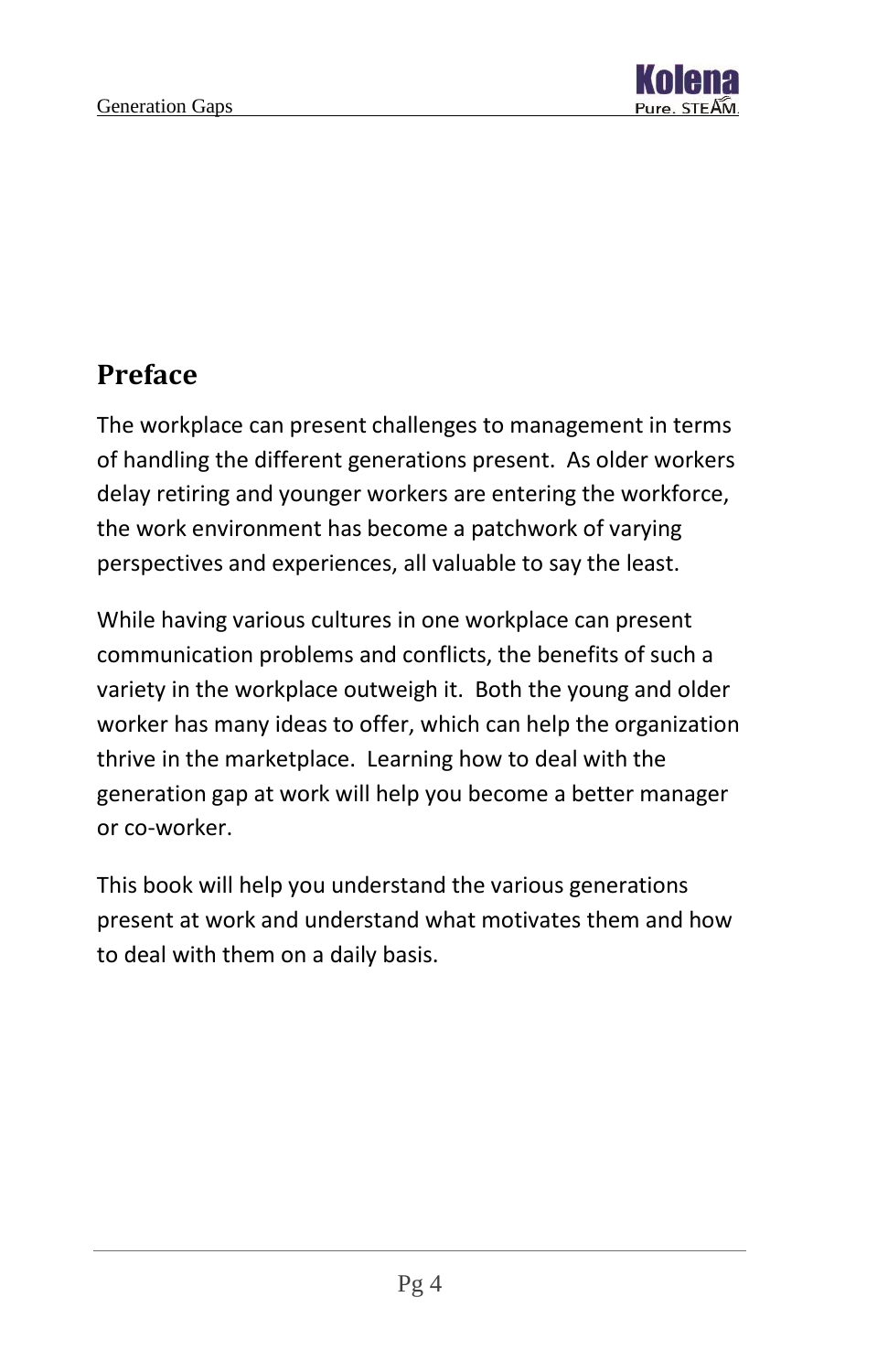## Preface

The workplace can present challenges to management in terms of handling the different generations present. As older workers delay retiring and younger workers are entering the workforce, the work environment has become a patchwork of varying perspectives and experiences, all valuable to say the least.

While having various cultures in one workplace can present communication problems and conflicts, the benefits of such a variety in the workplace outweigh it. Both the young and older worker has many ideas to offer, which can help the organization thrive in the marketplace. Learning how to deal with the generation gap at work will help you become a better manager or co-worker.

This book will help you understand the various generations present at work and understand what motivates them and how to deal with them on a daily basis.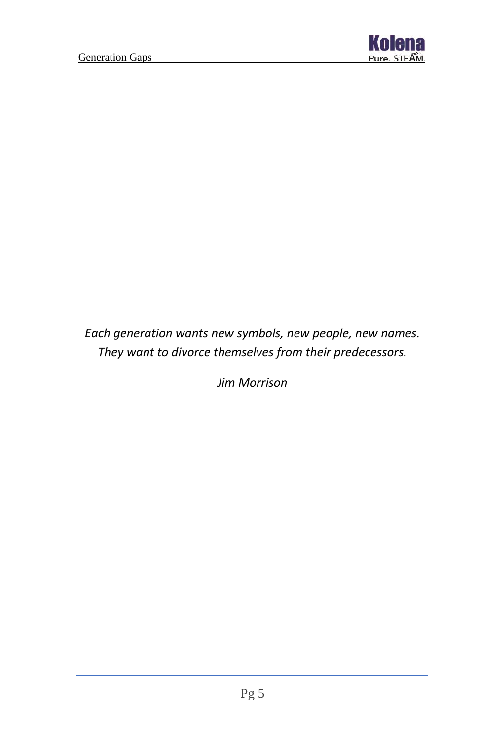*Each generation wants new symbols, new people, new names.*
*They want to divorce themselves from their predecessors.*

*Jim Morrison*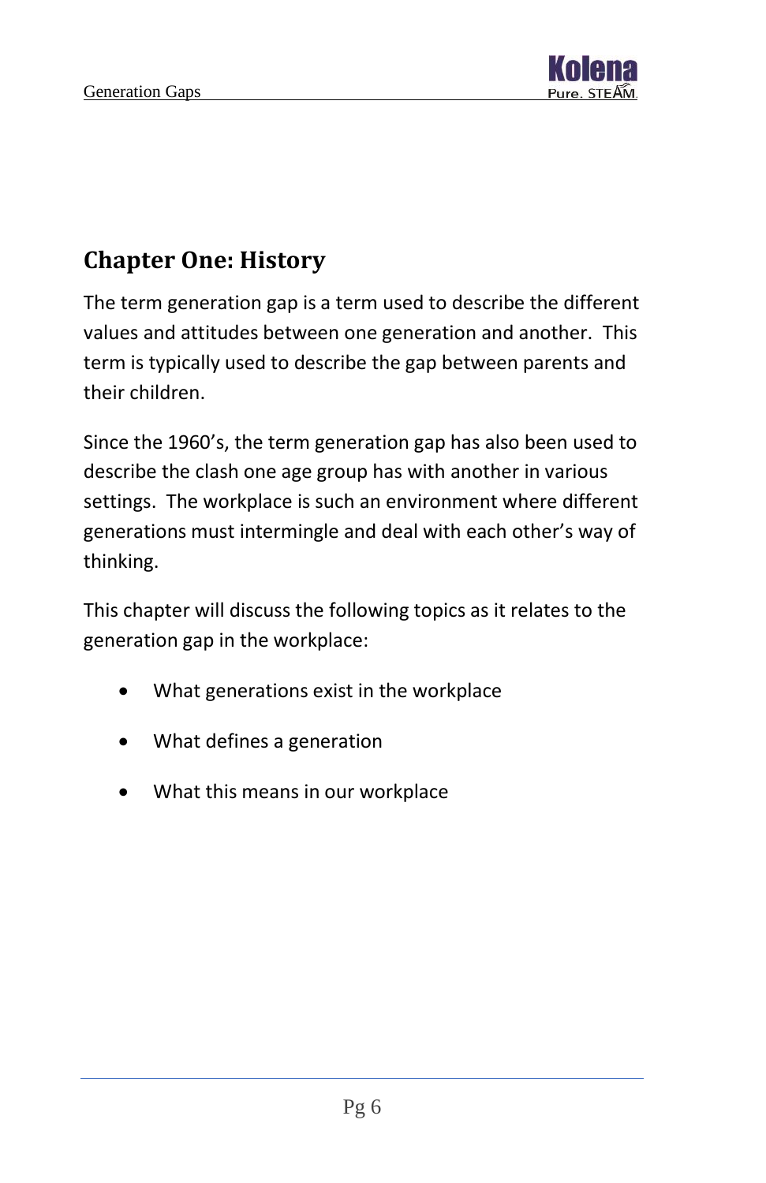## Chapter One: History

The term generation gap is a term used to describe the different values and attitudes between one generation and another. This term is typically used to describe the gap between parents and their children.

Since the 1960's, the term generation gap has also been used to describe the clash one age group has with another in various settings. The workplace is such an environment where different generations must intermingle and deal with each other's way of thinking.

This chapter will discuss the following topics as it relates to the generation gap in the workplace:

- What generations exist in the workplace
- What defines a generation
- What this means in our workplace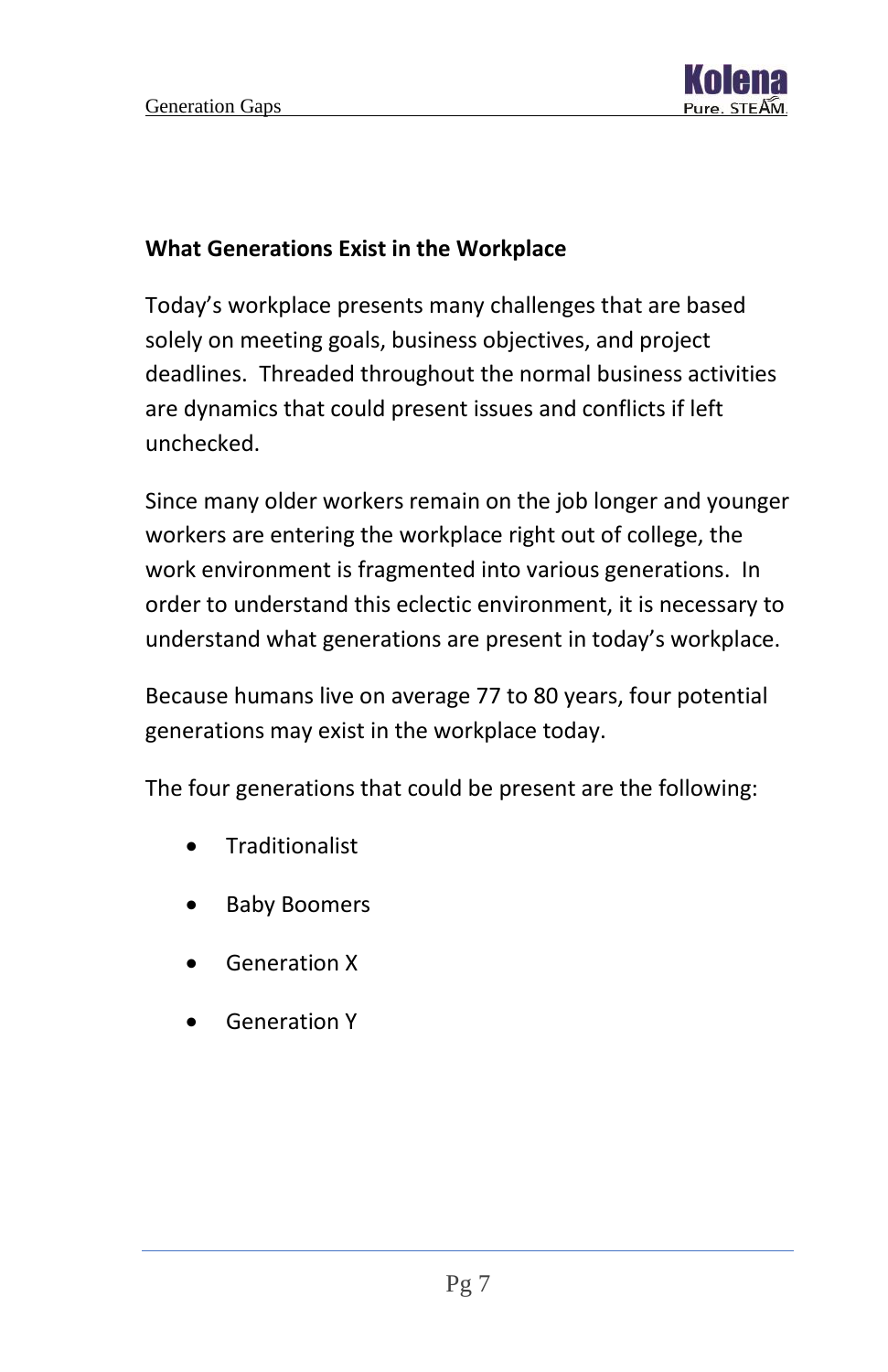## What Generations Exist in the Workplace

Today's workplace presents many challenges that are based solely on meeting goals, business objectives, and project deadlines. Threaded throughout the normal business activities are dynamics that could present issues and conflicts if left unchecked.

Since many older workers remain on the job longer and younger workers are entering the workplace right out of college, the work environment is fragmented into various generations. In order to understand this eclectic environment, it is necessary to understand what generations are present in today's workplace.

Because humans live on average 77 to 80 years, four potential generations may exist in the workplace today.

The four generations that could be present are the following:

- Traditionalist
- Baby Boomers
- Generation X
- Generation Y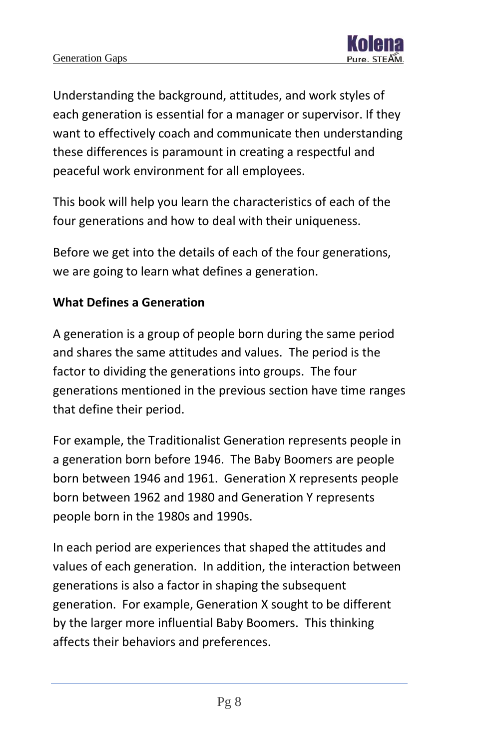Understanding the background, attitudes, and work styles of each generation is essential for a manager or supervisor. If they want to effectively coach and communicate then understanding these differences is paramount in creating a respectful and peaceful work environment for all employees.

This book will help you learn the characteristics of each of the four generations and how to deal with their uniqueness.

Before we get into the details of each of the four generations, we are going to learn what defines a generation.

**What Defines a Generation**

A generation is a group of people born during the same period and shares the same attitudes and values. The period is the factor to dividing the generations into groups. The four generations mentioned in the previous section have time ranges that define their period.

For example, the Traditionalist Generation represents people in a generation born before 1946. The Baby Boomers are people born between 1946 and 1961. Generation X represents people born between 1962 and 1980 and Generation Y represents people born in the 1980s and 1990s.

In each period are experiences that shaped the attitudes and values of each generation. In addition, the interaction between generations is also a factor in shaping the subsequent generation. For example, Generation X sought to be different by the larger more influential Baby Boomers. This thinking affects their behaviors and preferences.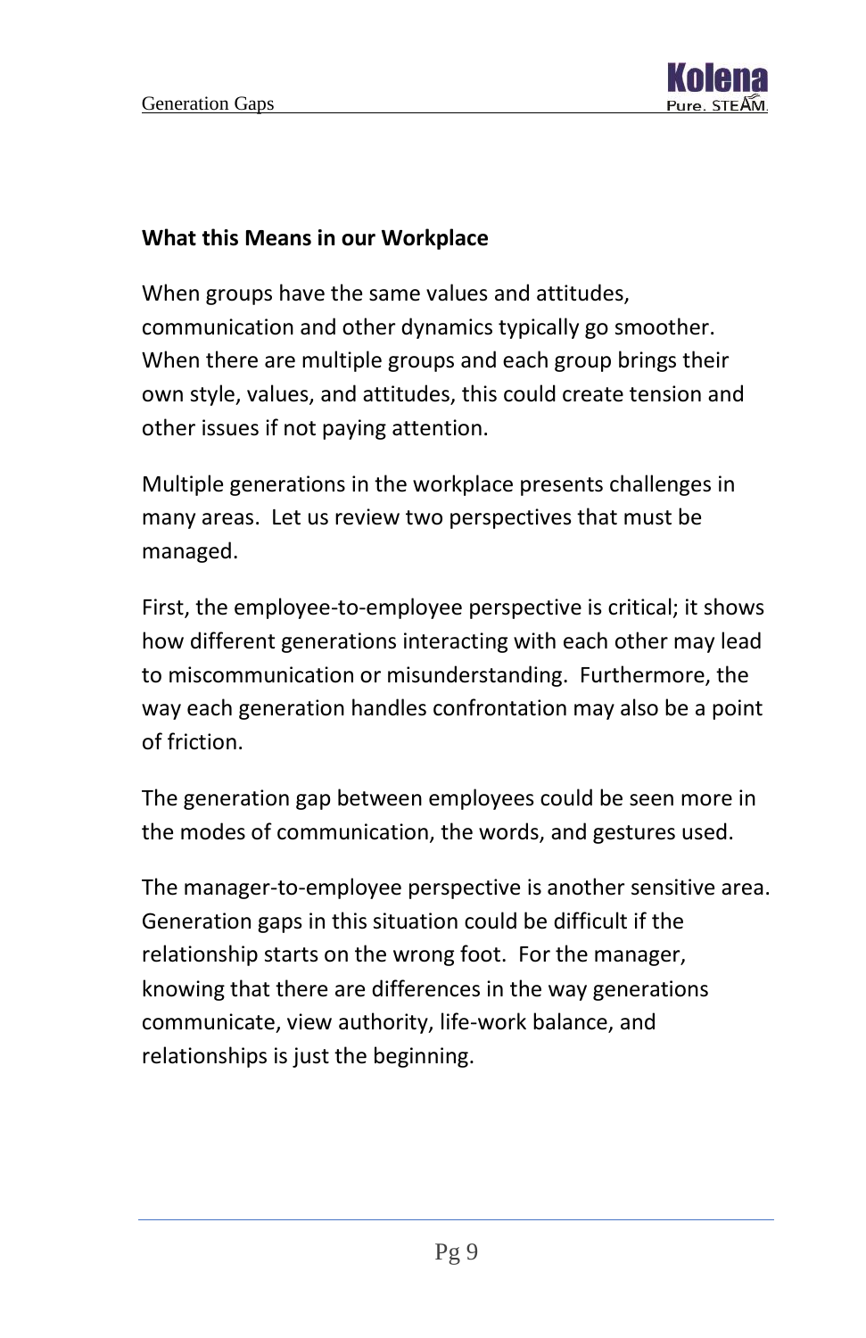## What this Means in our Workplace

When groups have the same values and attitudes, communication and other dynamics typically go smoother. When there are multiple groups and each group brings their own style, values, and attitudes, this could create tension and other issues if not paying attention.

Multiple generations in the workplace presents challenges in many areas. Let us review two perspectives that must be managed.

First, the employee-to-employee perspective is critical; it shows how different generations interacting with each other may lead to miscommunication or misunderstanding. Furthermore, the way each generation handles confrontation may also be a point of friction.

The generation gap between employees could be seen more in the modes of communication, the words, and gestures used.

The manager-to-employee perspective is another sensitive area. Generation gaps in this situation could be difficult if the relationship starts on the wrong foot. For the manager, knowing that there are differences in the way generations communicate, view authority, life-work balance, and relationships is just the beginning.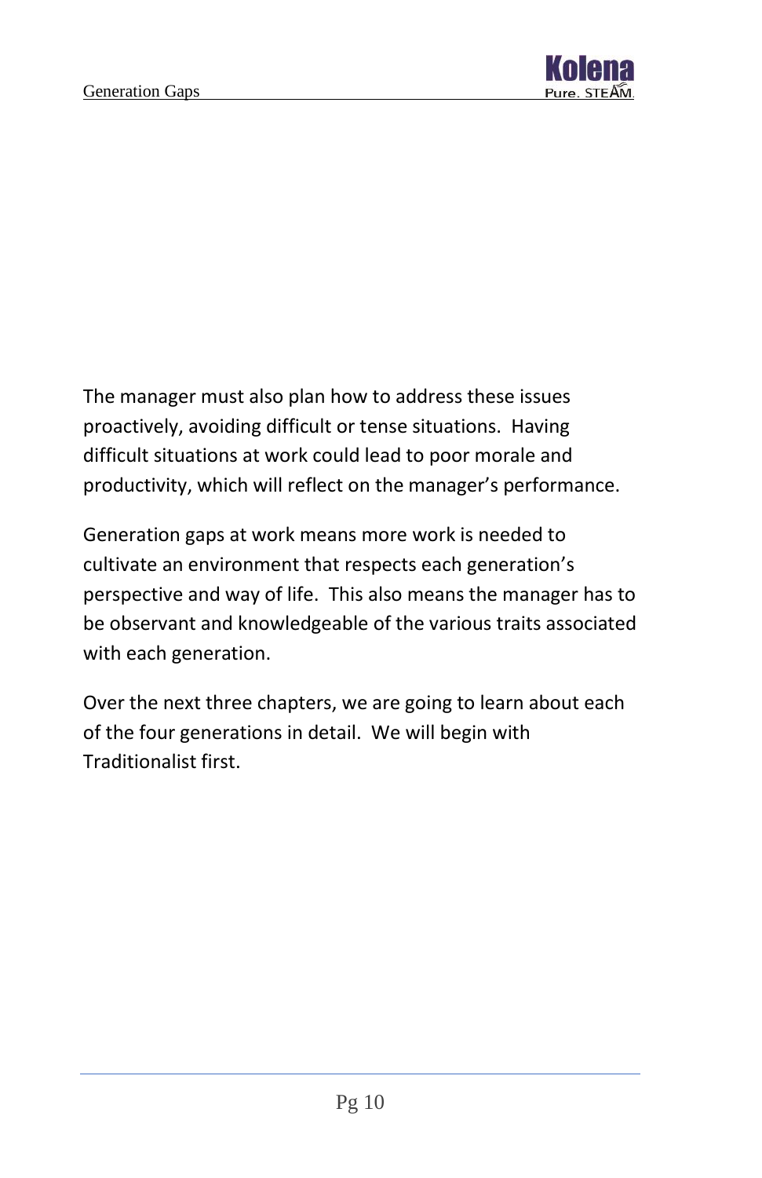The manager must also plan how to address these issues proactively, avoiding difficult or tense situations.  Having difficult situations at work could lead to poor morale and productivity, which will reflect on the manager's performance.

Generation gaps at work means more work is needed to cultivate an environment that respects each generation's perspective and way of life.  This also means the manager has to be observant and knowledgeable of the various traits associated with each generation.

Over the next three chapters, we are going to learn about each of the four generations in detail.  We will begin with Traditionalist first.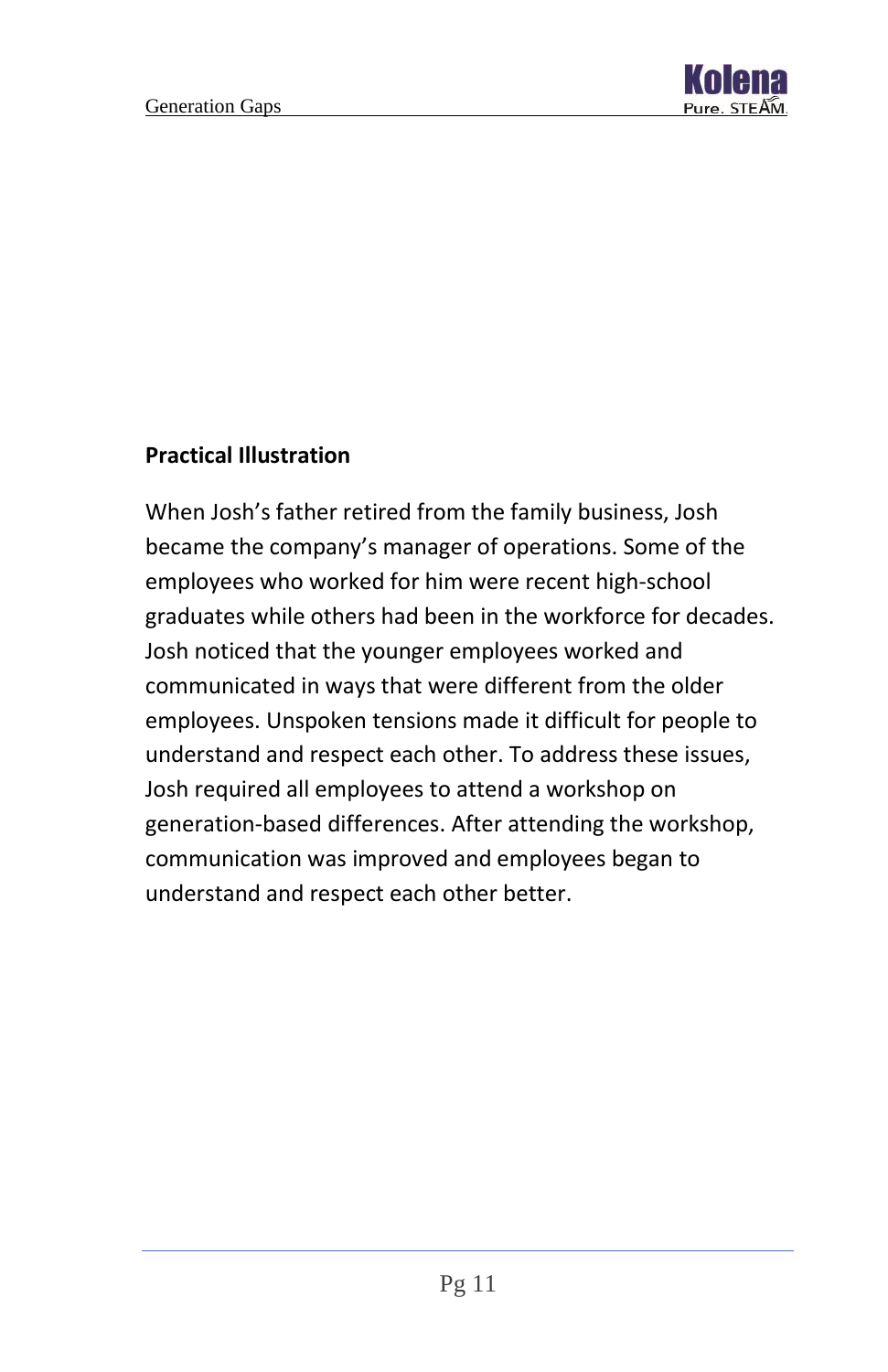**Practical Illustration**

When Josh's father retired from the family business, Josh became the company's manager of operations. Some of the employees who worked for him were recent high-school graduates while others had been in the workforce for decades. Josh noticed that the younger employees worked and communicated in ways that were different from the older employees. Unspoken tensions made it difficult for people to understand and respect each other. To address these issues, Josh required all employees to attend a workshop on generation-based differences. After attending the workshop, communication was improved and employees began to understand and respect each other better.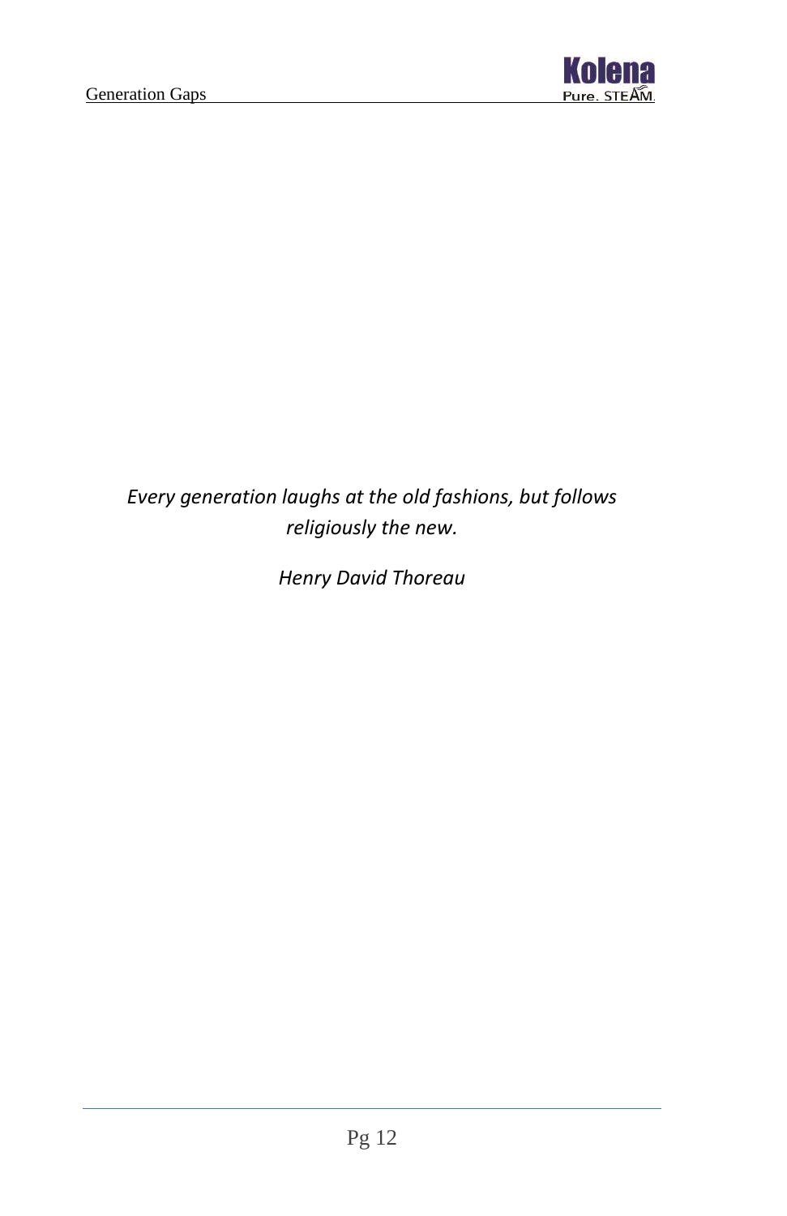*Every generation laughs at the old fashions, but follows religiously the new.*

*Henry David Thoreau*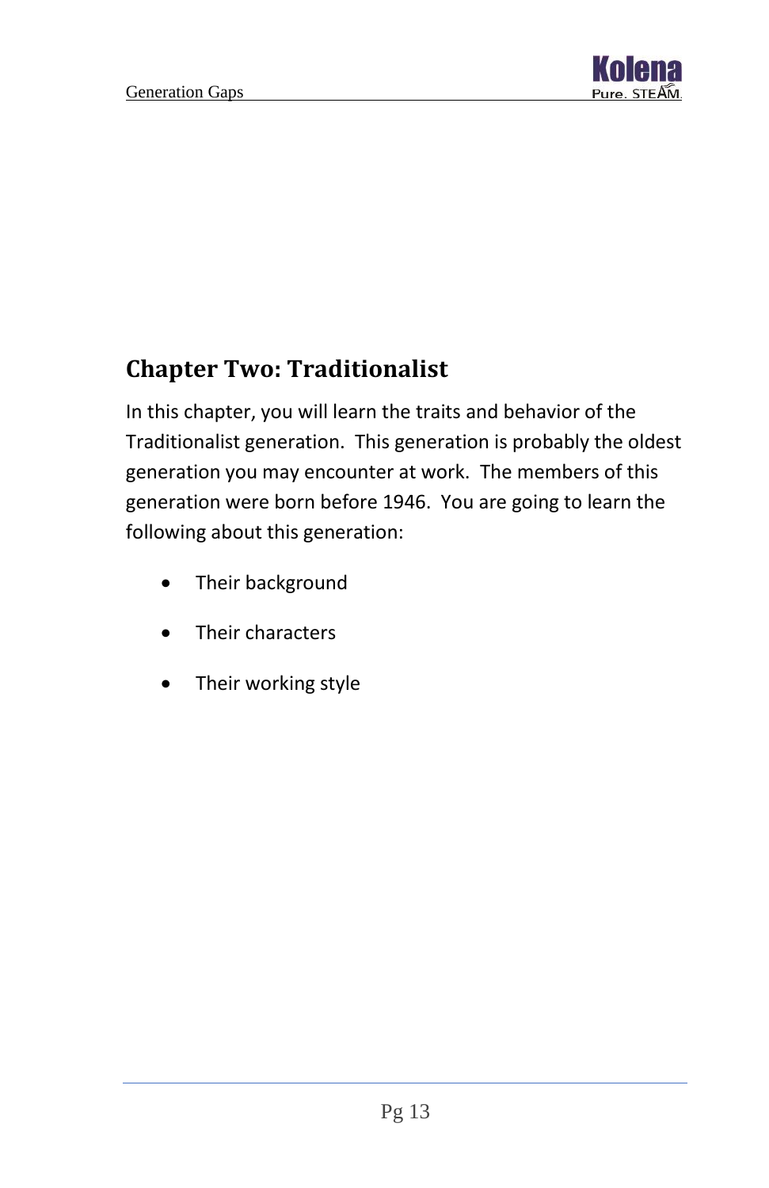## Chapter Two: Traditionalist

In this chapter, you will learn the traits and behavior of the Traditionalist generation.  This generation is probably the oldest generation you may encounter at work.  The members of this generation were born before 1946.  You are going to learn the following about this generation:

- Their background
- Their characters
- Their working style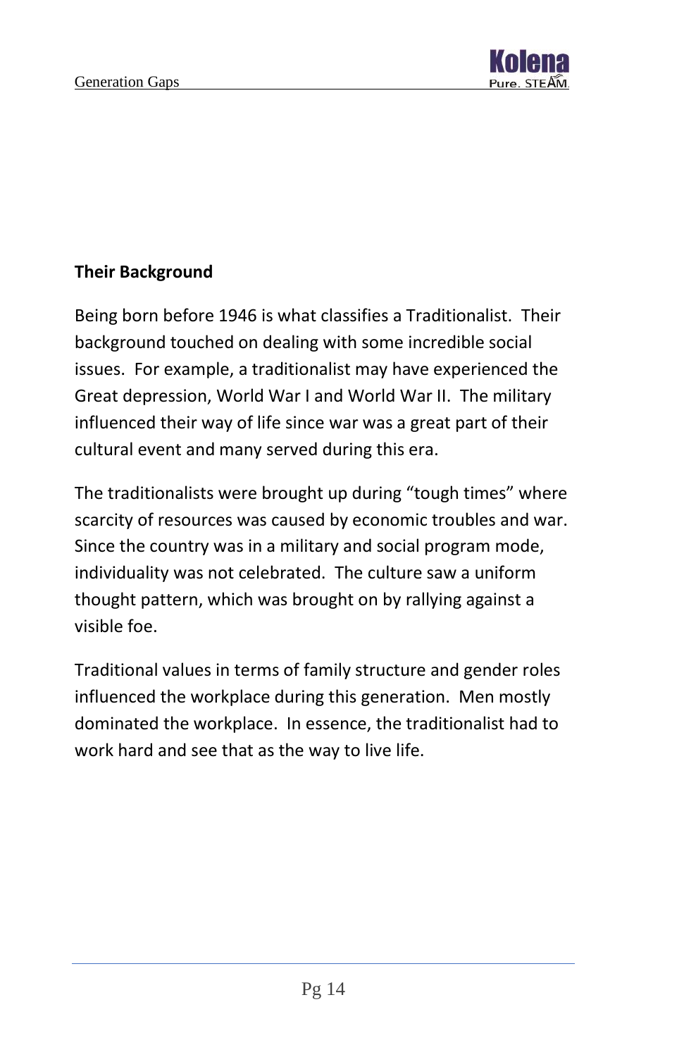**Their Background**

Being born before 1946 is what classifies a Traditionalist. Their background touched on dealing with some incredible social issues. For example, a traditionalist may have experienced the Great depression, World War I and World War II. The military influenced their way of life since war was a great part of their cultural event and many served during this era.

The traditionalists were brought up during “tough times” where scarcity of resources was caused by economic troubles and war. Since the country was in a military and social program mode, individuality was not celebrated. The culture saw a uniform thought pattern, which was brought on by rallying against a visible foe.

Traditional values in terms of family structure and gender roles influenced the workplace during this generation. Men mostly dominated the workplace. In essence, the traditionalist had to work hard and see that as the way to live life.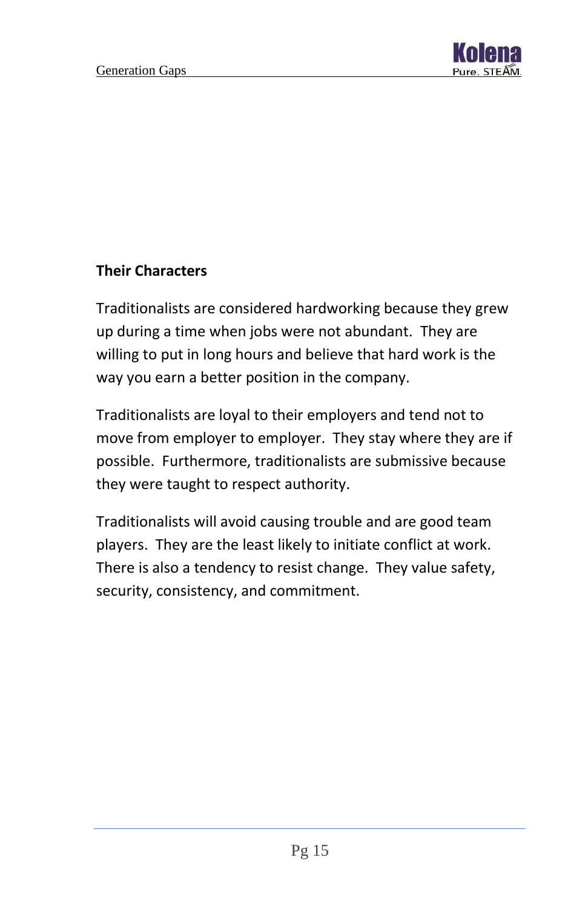**Their Characters**

Traditionalists are considered hardworking because they grew up during a time when jobs were not abundant.  They are willing to put in long hours and believe that hard work is the way you earn a better position in the company.

Traditionalists are loyal to their employers and tend not to move from employer to employer.  They stay where they are if possible.  Furthermore, traditionalists are submissive because they were taught to respect authority.

Traditionalists will avoid causing trouble and are good team players.  They are the least likely to initiate conflict at work.  There is also a tendency to resist change.  They value safety, security, consistency, and commitment.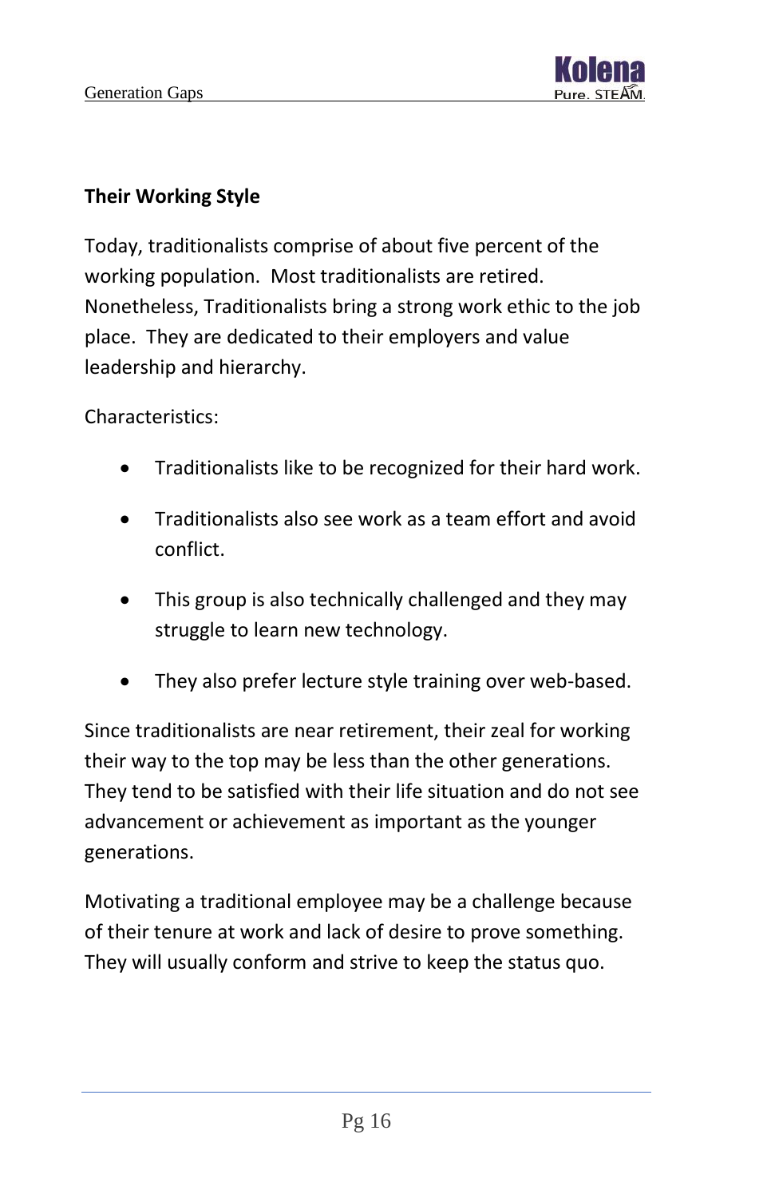### Their Working Style

Today, traditionalists comprise of about five percent of the working population. Most traditionalists are retired. Nonetheless, Traditionalists bring a strong work ethic to the job place. They are dedicated to their employers and value leadership and hierarchy.

Characteristics:

- Traditionalists like to be recognized for their hard work.
- Traditionalists also see work as a team effort and avoid conflict.
- This group is also technically challenged and they may struggle to learn new technology.
- They also prefer lecture style training over web-based.

Since traditionalists are near retirement, their zeal for working their way to the top may be less than the other generations. They tend to be satisfied with their life situation and do not see advancement or achievement as important as the younger generations.

Motivating a traditional employee may be a challenge because of their tenure at work and lack of desire to prove something. They will usually conform and strive to keep the status quo.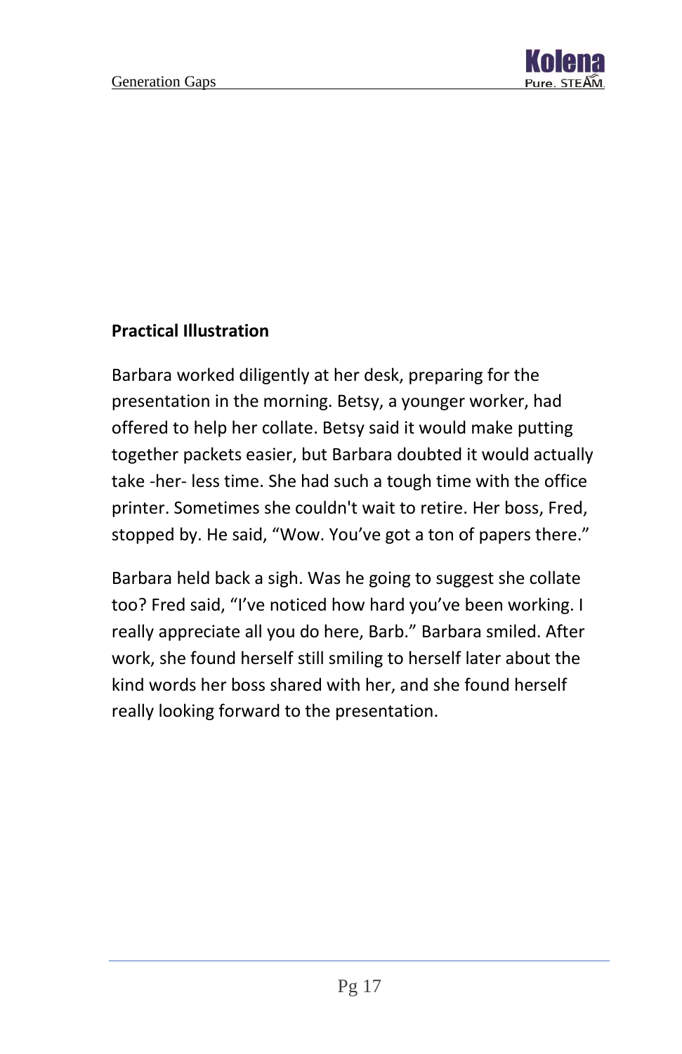**Practical Illustration**

Barbara worked diligently at her desk, preparing for the presentation in the morning. Betsy, a younger worker, had offered to help her collate. Betsy said it would make putting together packets easier, but Barbara doubted it would actually take -her- less time. She had such a tough time with the office printer. Sometimes she couldn't wait to retire. Her boss, Fred, stopped by. He said, "Wow. You've got a ton of papers there."

Barbara held back a sigh. Was he going to suggest she collate too? Fred said, "I've noticed how hard you've been working. I really appreciate all you do here, Barb." Barbara smiled. After work, she found herself still smiling to herself later about the kind words her boss shared with her, and she found herself really looking forward to the presentation.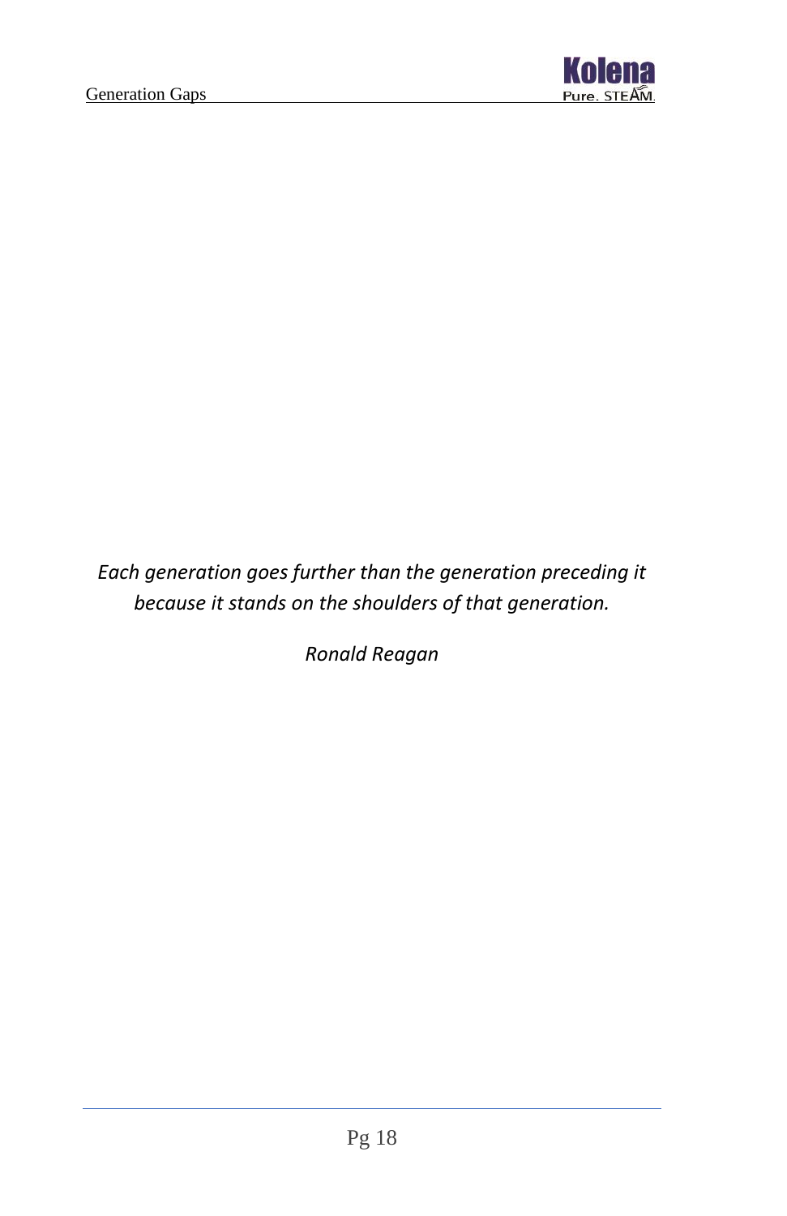*Each generation goes further than the generation preceding it because it stands on the shoulders of that generation.*

*Ronald Reagan*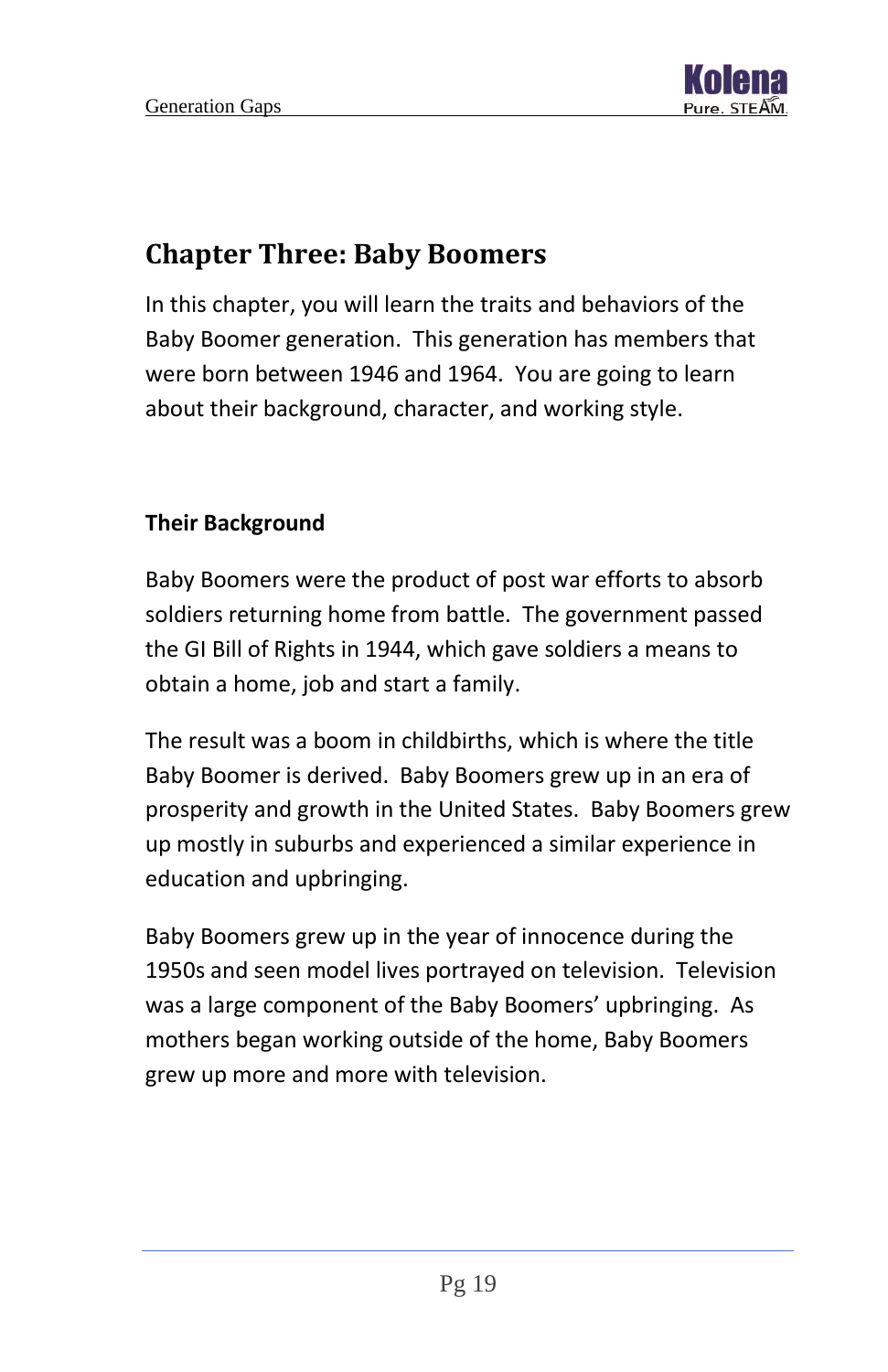## Chapter Three: Baby Boomers

In this chapter, you will learn the traits and behaviors of the Baby Boomer generation. This generation has members that were born between 1946 and 1964. You are going to learn about their background, character, and working style.

### Their Background

Baby Boomers were the product of post war efforts to absorb soldiers returning home from battle. The government passed the GI Bill of Rights in 1944, which gave soldiers a means to obtain a home, job and start a family.

The result was a boom in childbirths, which is where the title Baby Boomer is derived. Baby Boomers grew up in an era of prosperity and growth in the United States. Baby Boomers grew up mostly in suburbs and experienced a similar experience in education and upbringing.

Baby Boomers grew up in the year of innocence during the 1950s and seen model lives portrayed on television. Television was a large component of the Baby Boomers' upbringing. As mothers began working outside of the home, Baby Boomers grew up more and more with television.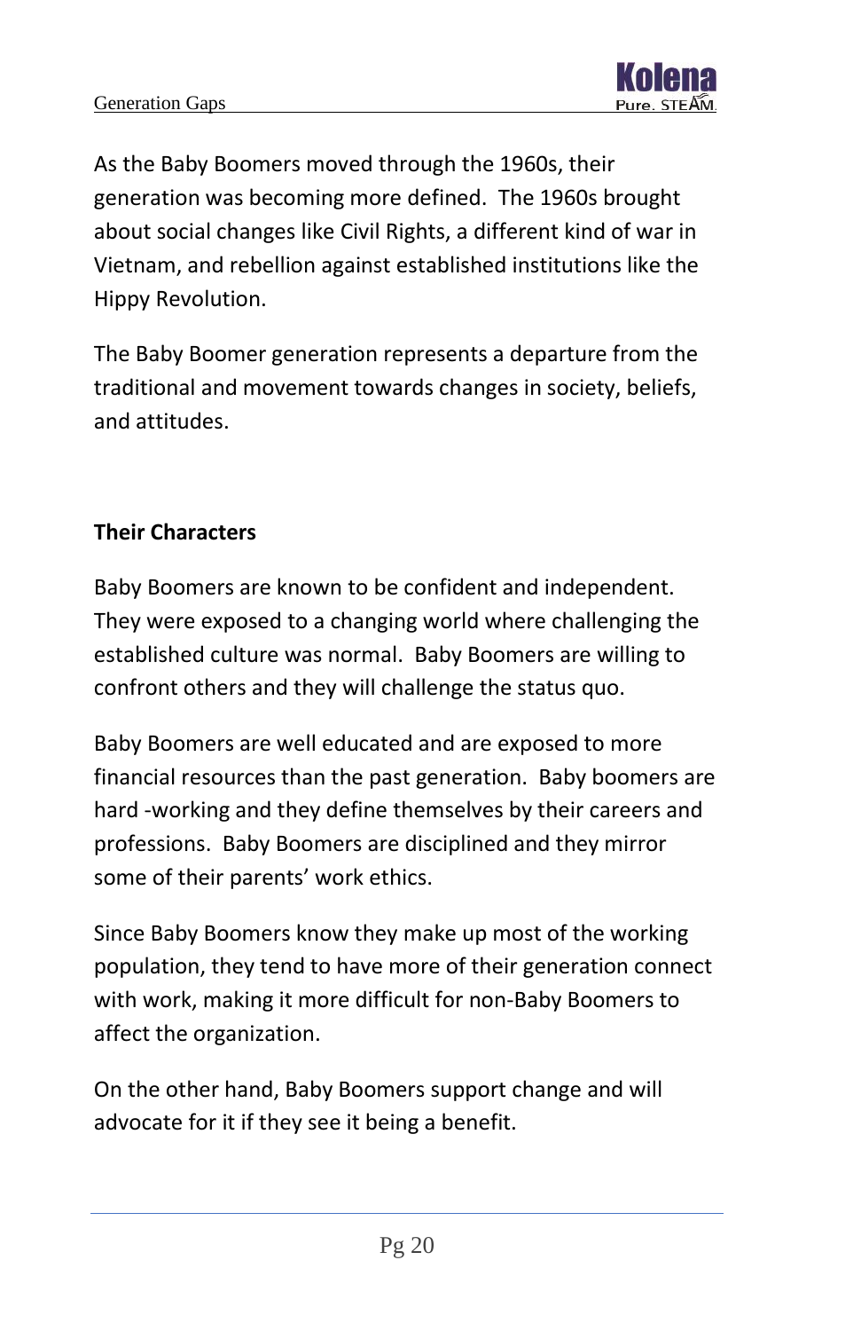As the Baby Boomers moved through the 1960s, their generation was becoming more defined. The 1960s brought about social changes like Civil Rights, a different kind of war in Vietnam, and rebellion against established institutions like the Hippy Revolution.

The Baby Boomer generation represents a departure from the traditional and movement towards changes in society, beliefs, and attitudes.

**Their Characters**

Baby Boomers are known to be confident and independent. They were exposed to a changing world where challenging the established culture was normal. Baby Boomers are willing to confront others and they will challenge the status quo.

Baby Boomers are well educated and are exposed to more financial resources than the past generation. Baby boomers are hard -working and they define themselves by their careers and professions. Baby Boomers are disciplined and they mirror some of their parents' work ethics.

Since Baby Boomers know they make up most of the working population, they tend to have more of their generation connect with work, making it more difficult for non-Baby Boomers to affect the organization.

On the other hand, Baby Boomers support change and will advocate for it if they see it being a benefit.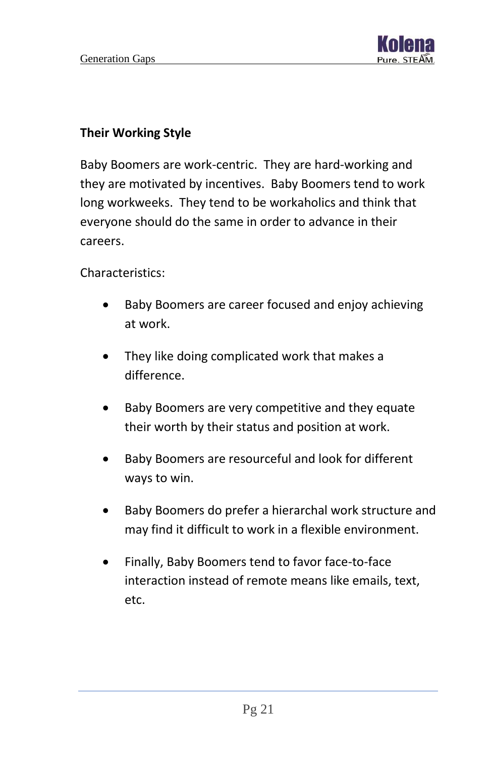### Their Working Style

Baby Boomers are work-centric. They are hard-working and they are motivated by incentives. Baby Boomers tend to work long workweeks. They tend to be workaholics and think that everyone should do the same in order to advance in their careers.

Characteristics:

- Baby Boomers are career focused and enjoy achieving at work.
- They like doing complicated work that makes a difference.
- Baby Boomers are very competitive and they equate their worth by their status and position at work.
- Baby Boomers are resourceful and look for different ways to win.
- Baby Boomers do prefer a hierarchal work structure and may find it difficult to work in a flexible environment.
- Finally, Baby Boomers tend to favor face-to-face interaction instead of remote means like emails, text, etc.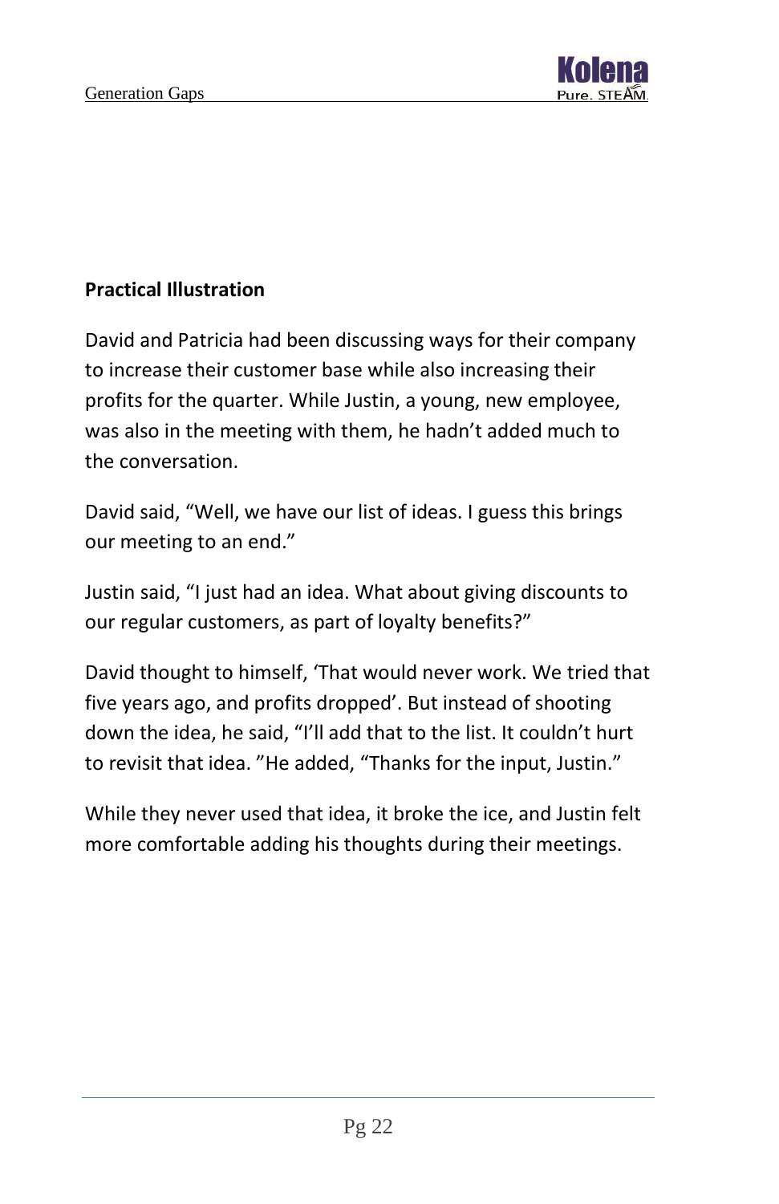**Practical Illustration**

David and Patricia had been discussing ways for their company to increase their customer base while also increasing their profits for the quarter. While Justin, a young, new employee, was also in the meeting with them, he hadn't added much to the conversation.

David said, "Well, we have our list of ideas. I guess this brings our meeting to an end."

Justin said, "I just had an idea. What about giving discounts to our regular customers, as part of loyalty benefits?"

David thought to himself, 'That would never work. We tried that five years ago, and profits dropped'. But instead of shooting down the idea, he said, "I'll add that to the list. It couldn't hurt to revisit that idea. "He added, "Thanks for the input, Justin."

While they never used that idea, it broke the ice, and Justin felt more comfortable adding his thoughts during their meetings.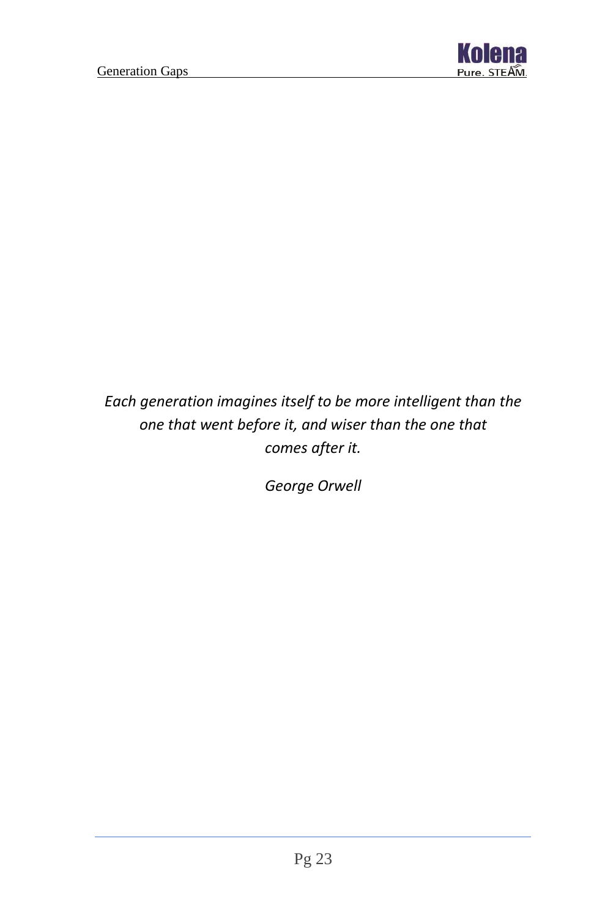*Each generation imagines itself to be more intelligent than the one that went before it, and wiser than the one that comes after it.*

*George Orwell*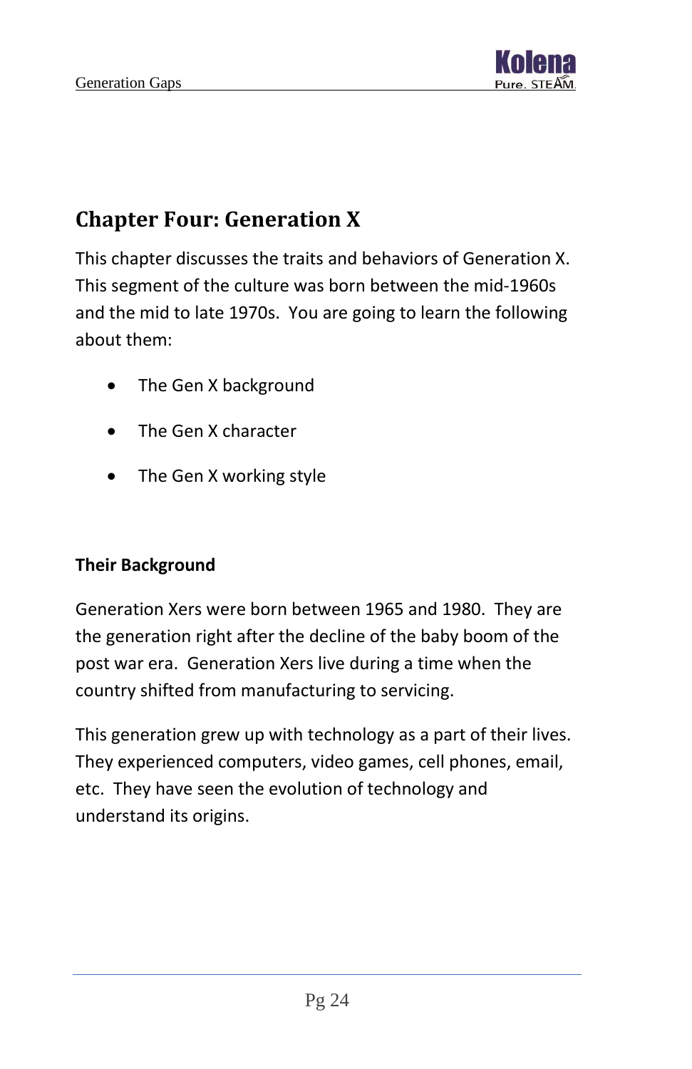## Chapter Four: Generation X

This chapter discusses the traits and behaviors of Generation X. This segment of the culture was born between the mid-1960s and the mid to late 1970s. You are going to learn the following about them:

- The Gen X background
- The Gen X character
- The Gen X working style

**Their Background**

Generation Xers were born between 1965 and 1980. They are the generation right after the decline of the baby boom of the post war era. Generation Xers live during a time when the country shifted from manufacturing to servicing.

This generation grew up with technology as a part of their lives. They experienced computers, video games, cell phones, email, etc. They have seen the evolution of technology and understand its origins.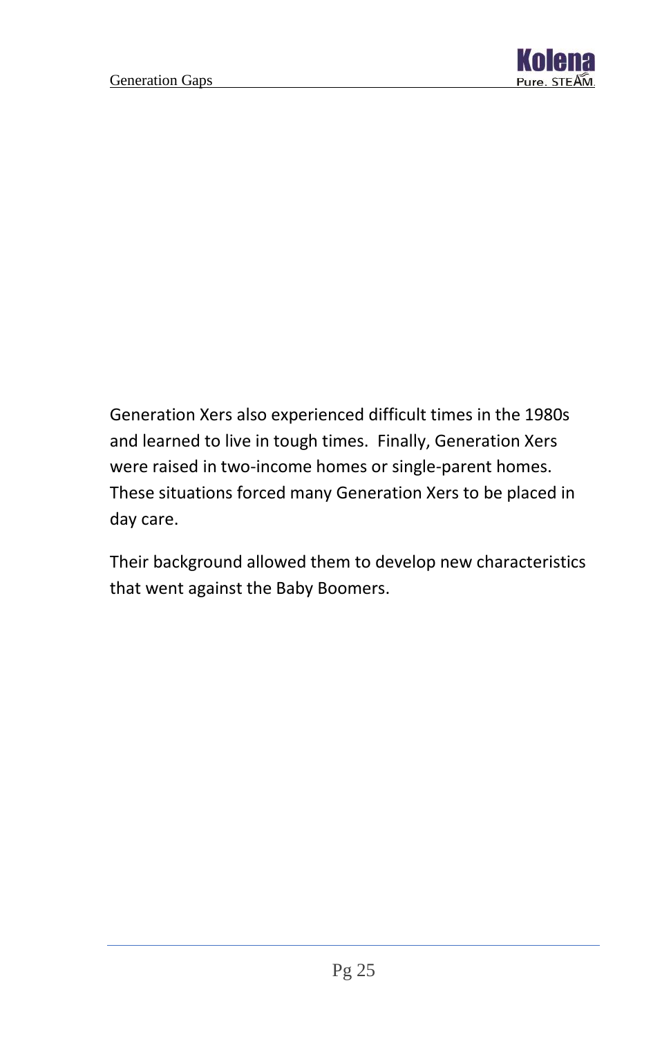Generation Xers also experienced difficult times in the 1980s and learned to live in tough times. Finally, Generation Xers were raised in two-income homes or single-parent homes. These situations forced many Generation Xers to be placed in day care.

Their background allowed them to develop new characteristics that went against the Baby Boomers.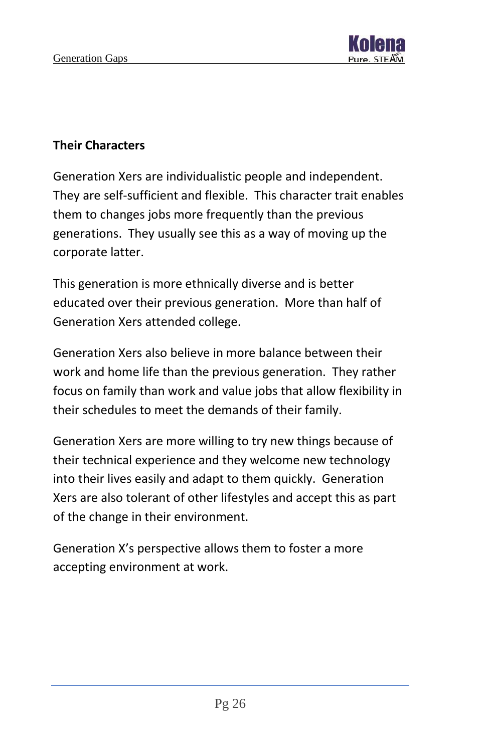**Their Characters**

Generation Xers are individualistic people and independent. They are self-sufficient and flexible. This character trait enables them to changes jobs more frequently than the previous generations. They usually see this as a way of moving up the corporate latter.

This generation is more ethnically diverse and is better educated over their previous generation. More than half of Generation Xers attended college.

Generation Xers also believe in more balance between their work and home life than the previous generation. They rather focus on family than work and value jobs that allow flexibility in their schedules to meet the demands of their family.

Generation Xers are more willing to try new things because of their technical experience and they welcome new technology into their lives easily and adapt to them quickly. Generation Xers are also tolerant of other lifestyles and accept this as part of the change in their environment.

Generation X's perspective allows them to foster a more accepting environment at work.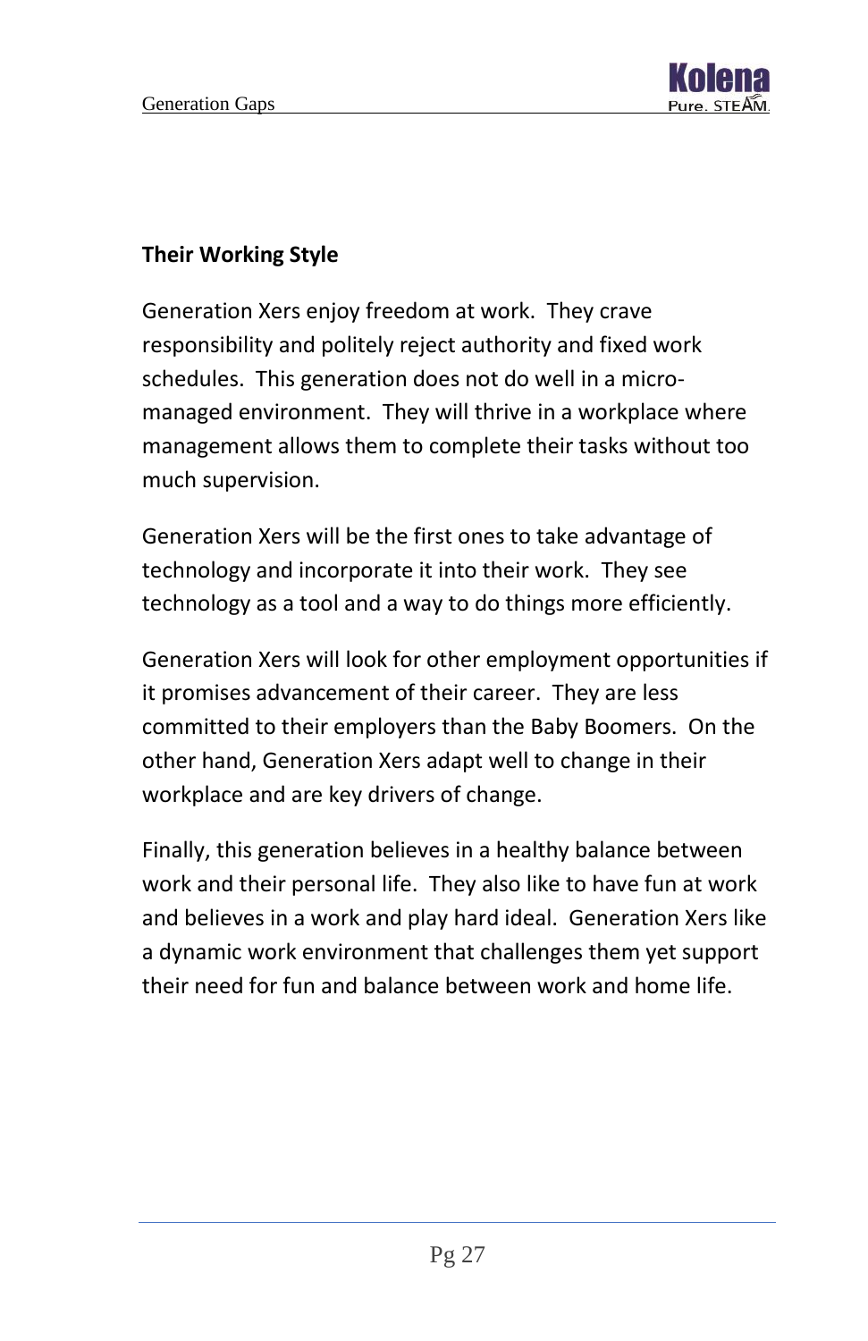## Their Working Style

Generation Xers enjoy freedom at work. They crave responsibility and politely reject authority and fixed work schedules. This generation does not do well in a micro-managed environment. They will thrive in a workplace where management allows them to complete their tasks without too much supervision.

Generation Xers will be the first ones to take advantage of technology and incorporate it into their work. They see technology as a tool and a way to do things more efficiently.

Generation Xers will look for other employment opportunities if it promises advancement of their career. They are less committed to their employers than the Baby Boomers. On the other hand, Generation Xers adapt well to change in their workplace and are key drivers of change.

Finally, this generation believes in a healthy balance between work and their personal life. They also like to have fun at work and believes in a work and play hard ideal. Generation Xers like a dynamic work environment that challenges them yet support their need for fun and balance between work and home life.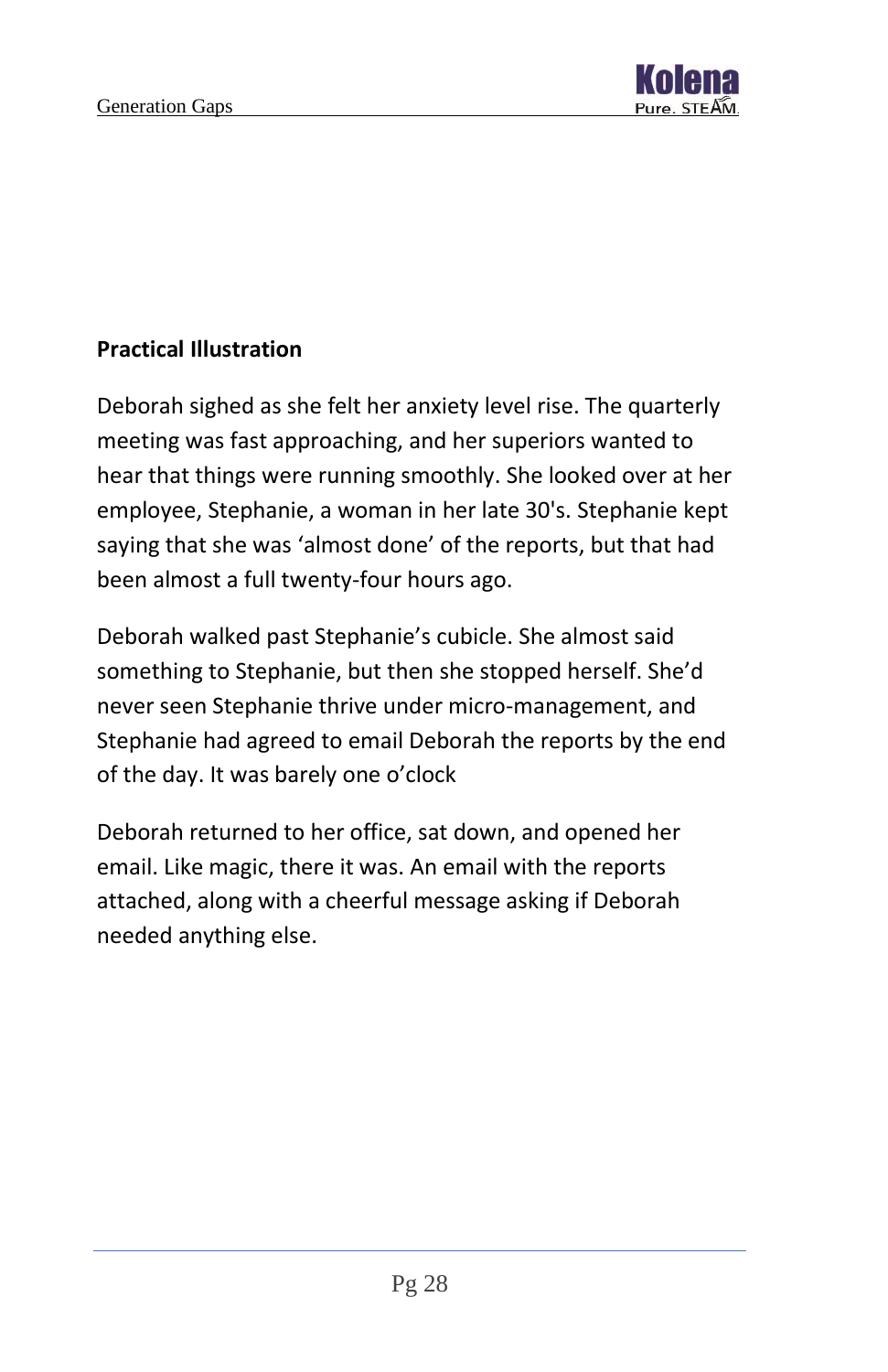**Practical Illustration**

Deborah sighed as she felt her anxiety level rise. The quarterly meeting was fast approaching, and her superiors wanted to hear that things were running smoothly. She looked over at her employee, Stephanie, a woman in her late 30's. Stephanie kept saying that she was ‘almost done’ of the reports, but that had been almost a full twenty-four hours ago.

Deborah walked past Stephanie’s cubicle. She almost said something to Stephanie, but then she stopped herself. She’d never seen Stephanie thrive under micro-management, and Stephanie had agreed to email Deborah the reports by the end of the day. It was barely one o’clock

Deborah returned to her office, sat down, and opened her email. Like magic, there it was. An email with the reports attached, along with a cheerful message asking if Deborah needed anything else.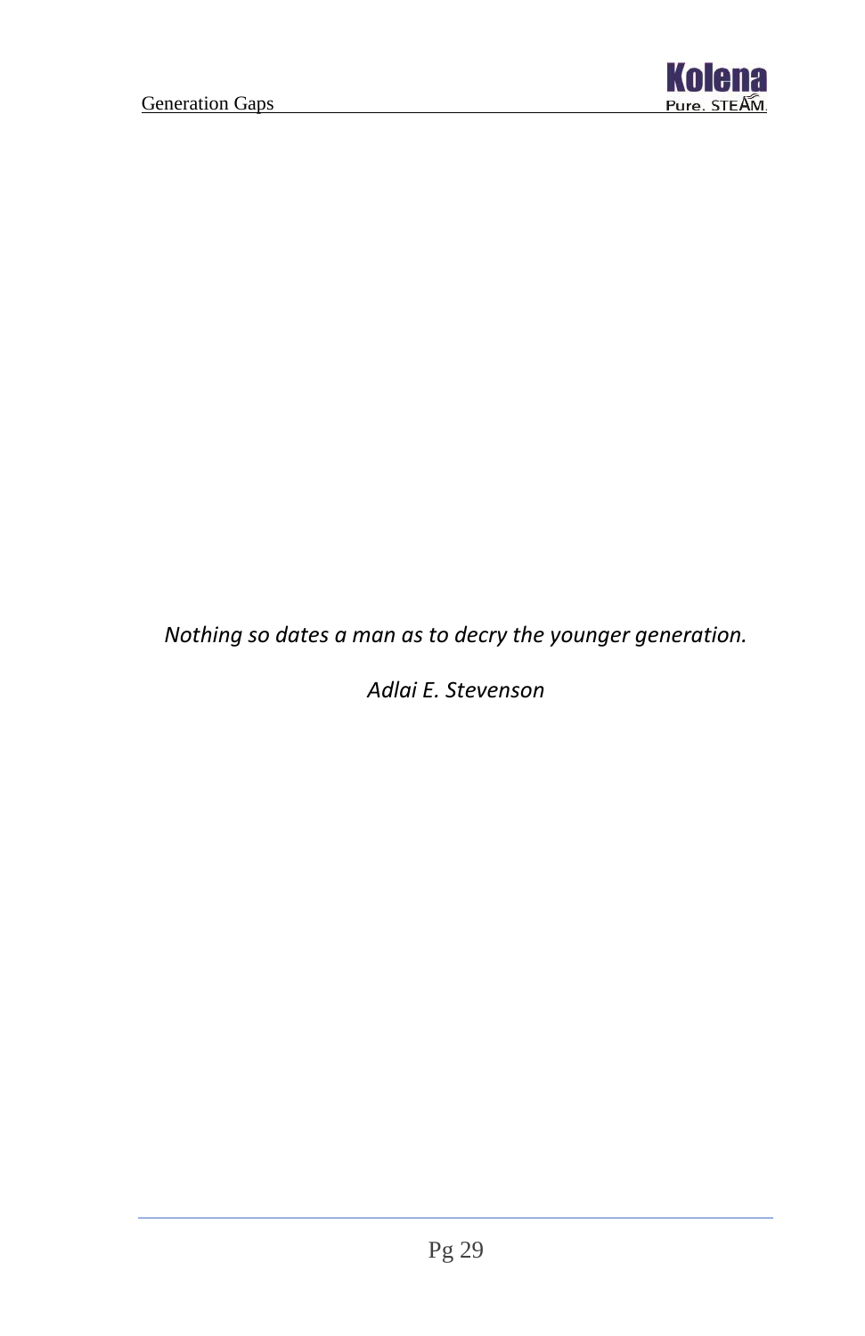*Nothing so dates a man as to decry the younger generation.*

*Adlai E. Stevenson*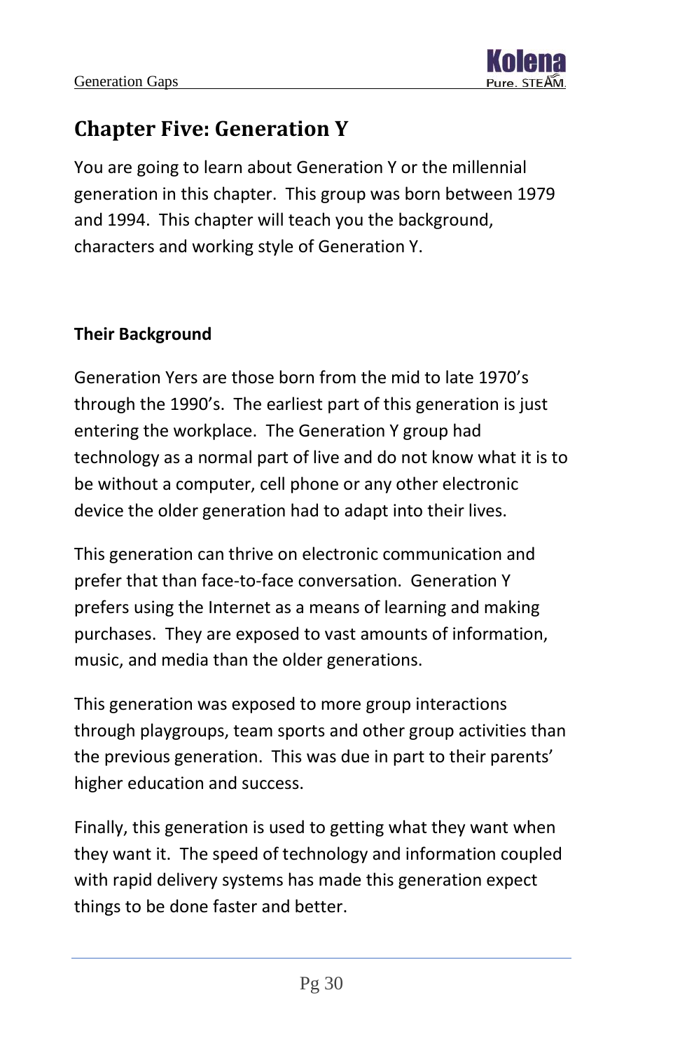# Chapter Five: Generation Y

You are going to learn about Generation Y or the millennial generation in this chapter. This group was born between 1979 and 1994. This chapter will teach you the background, characters and working style of Generation Y.

**Their Background**

Generation Yers are those born from the mid to late 1970's through the 1990's. The earliest part of this generation is just entering the workplace. The Generation Y group had technology as a normal part of live and do not know what it is to be without a computer, cell phone or any other electronic device the older generation had to adapt into their lives.

This generation can thrive on electronic communication and prefer that than face-to-face conversation. Generation Y prefers using the Internet as a means of learning and making purchases. They are exposed to vast amounts of information, music, and media than the older generations.

This generation was exposed to more group interactions through playgroups, team sports and other group activities than the previous generation. This was due in part to their parents' higher education and success.

Finally, this generation is used to getting what they want when they want it. The speed of technology and information coupled with rapid delivery systems has made this generation expect things to be done faster and better.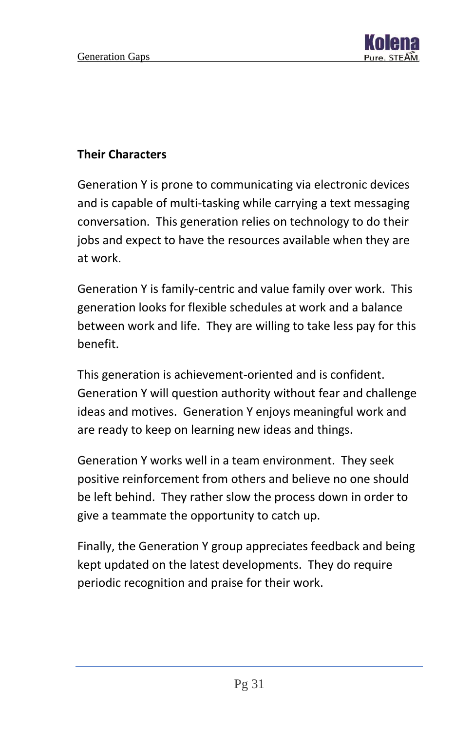### Their Characters

Generation Y is prone to communicating via electronic devices and is capable of multi-tasking while carrying a text messaging conversation. This generation relies on technology to do their jobs and expect to have the resources available when they are at work.

Generation Y is family-centric and value family over work. This generation looks for flexible schedules at work and a balance between work and life. They are willing to take less pay for this benefit.

This generation is achievement-oriented and is confident. Generation Y will question authority without fear and challenge ideas and motives. Generation Y enjoys meaningful work and are ready to keep on learning new ideas and things.

Generation Y works well in a team environment. They seek positive reinforcement from others and believe no one should be left behind. They rather slow the process down in order to give a teammate the opportunity to catch up.

Finally, the Generation Y group appreciates feedback and being kept updated on the latest developments. They do require periodic recognition and praise for their work.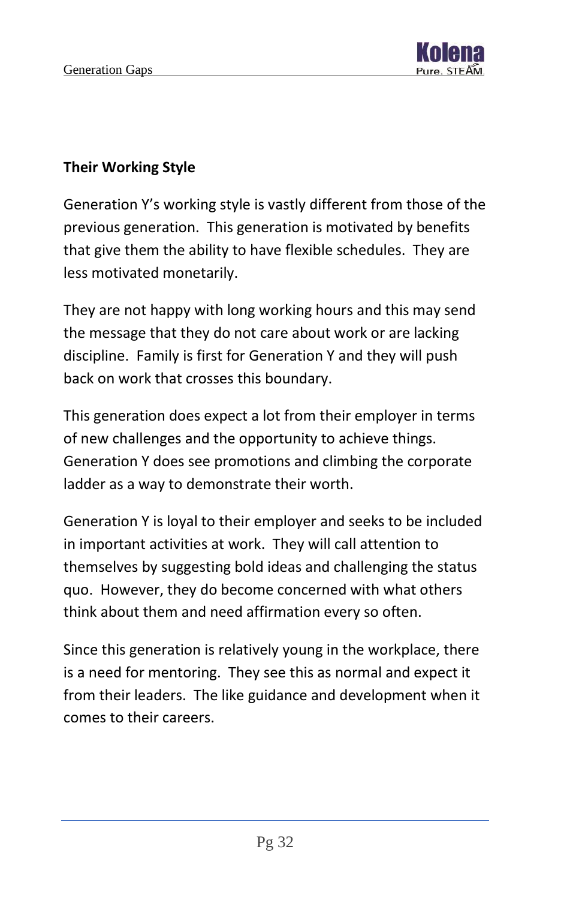**Their Working Style**

Generation Y's working style is vastly different from those of the previous generation. This generation is motivated by benefits that give them the ability to have flexible schedules. They are less motivated monetarily.

They are not happy with long working hours and this may send the message that they do not care about work or are lacking discipline. Family is first for Generation Y and they will push back on work that crosses this boundary.

This generation does expect a lot from their employer in terms of new challenges and the opportunity to achieve things. Generation Y does see promotions and climbing the corporate ladder as a way to demonstrate their worth.

Generation Y is loyal to their employer and seeks to be included in important activities at work. They will call attention to themselves by suggesting bold ideas and challenging the status quo. However, they do become concerned with what others think about them and need affirmation every so often.

Since this generation is relatively young in the workplace, there is a need for mentoring. They see this as normal and expect it from their leaders. The like guidance and development when it comes to their careers.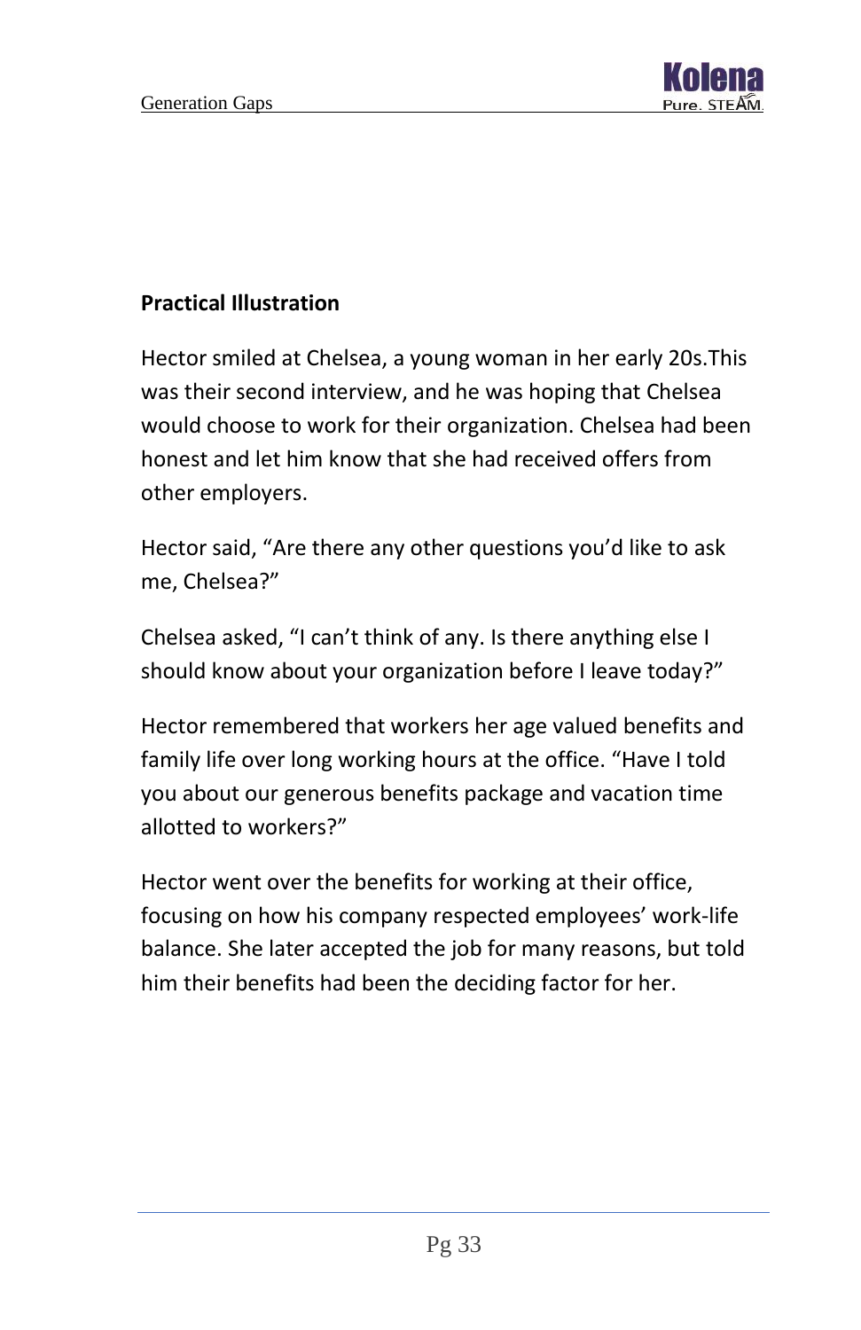**Practical Illustration**

Hector smiled at Chelsea, a young woman in her early 20s.This was their second interview, and he was hoping that Chelsea would choose to work for their organization. Chelsea had been honest and let him know that she had received offers from other employers.

Hector said, “Are there any other questions you’d like to ask me, Chelsea?”

Chelsea asked, “I can’t think of any. Is there anything else I should know about your organization before I leave today?”

Hector remembered that workers her age valued benefits and family life over long working hours at the office. “Have I told you about our generous benefits package and vacation time allotted to workers?”

Hector went over the benefits for working at their office, focusing on how his company respected employees’ work-life balance. She later accepted the job for many reasons, but told him their benefits had been the deciding factor for her.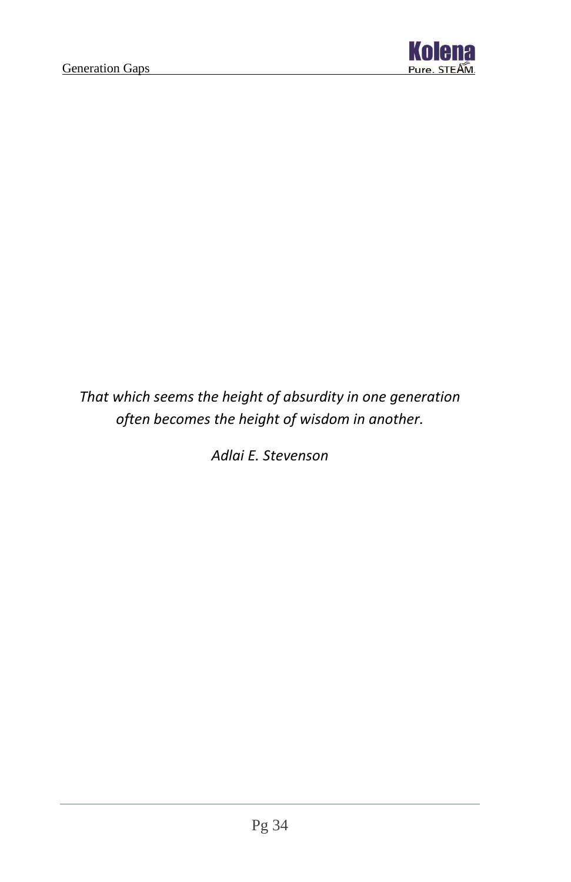*That which seems the height of absurdity in one generation often becomes the height of wisdom in another.*

*Adlai E. Stevenson*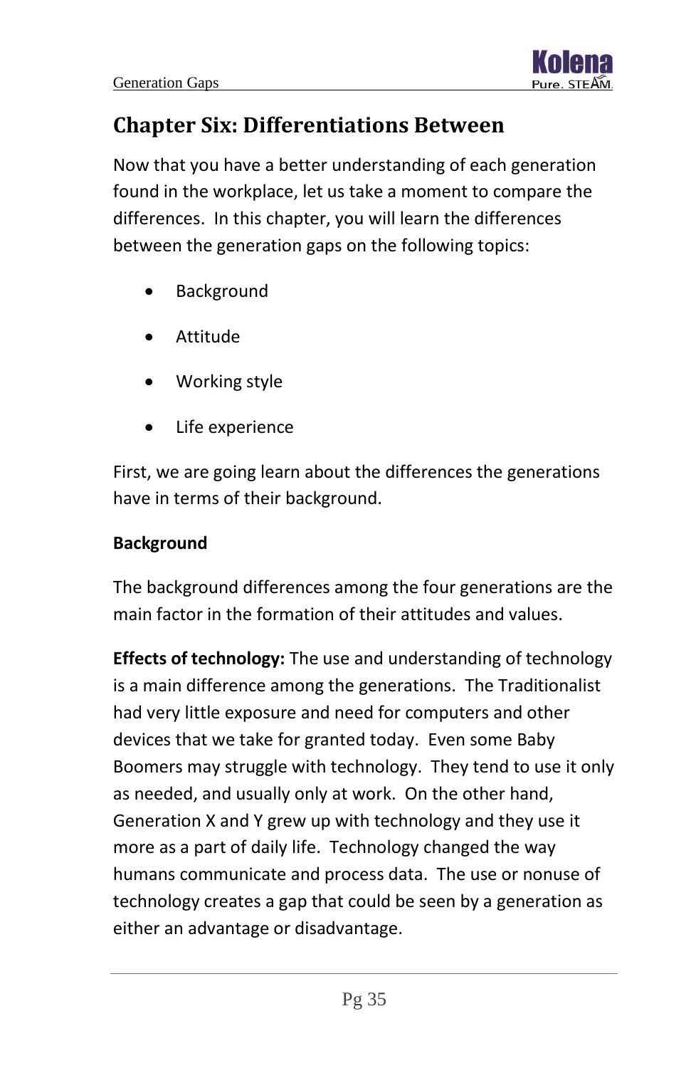## Chapter Six: Differentiations Between

Now that you have a better understanding of each generation found in the workplace, let us take a moment to compare the differences. In this chapter, you will learn the differences between the generation gaps on the following topics:

- Background
- Attitude
- Working style
- Life experience

First, we are going learn about the differences the generations have in terms of their background.

**Background**

The background differences among the four generations are the main factor in the formation of their attitudes and values.

**Effects of technology:** The use and understanding of technology is a main difference among the generations. The Traditionalist had very little exposure and need for computers and other devices that we take for granted today. Even some Baby Boomers may struggle with technology. They tend to use it only as needed, and usually only at work. On the other hand, Generation X and Y grew up with technology and they use it more as a part of daily life. Technology changed the way humans communicate and process data. The use or nonuse of technology creates a gap that could be seen by a generation as either an advantage or disadvantage.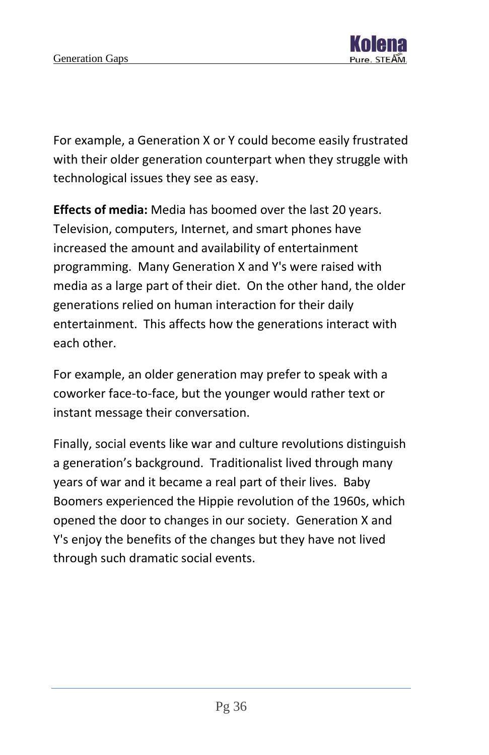For example, a Generation X or Y could become easily frustrated with their older generation counterpart when they struggle with technological issues they see as easy.

**Effects of media:** Media has boomed over the last 20 years. Television, computers, Internet, and smart phones have increased the amount and availability of entertainment programming. Many Generation X and Y's were raised with media as a large part of their diet. On the other hand, the older generations relied on human interaction for their daily entertainment. This affects how the generations interact with each other.

For example, an older generation may prefer to speak with a coworker face-to-face, but the younger would rather text or instant message their conversation.

Finally, social events like war and culture revolutions distinguish a generation's background. Traditionalist lived through many years of war and it became a real part of their lives. Baby Boomers experienced the Hippie revolution of the 1960s, which opened the door to changes in our society. Generation X and Y's enjoy the benefits of the changes but they have not lived through such dramatic social events.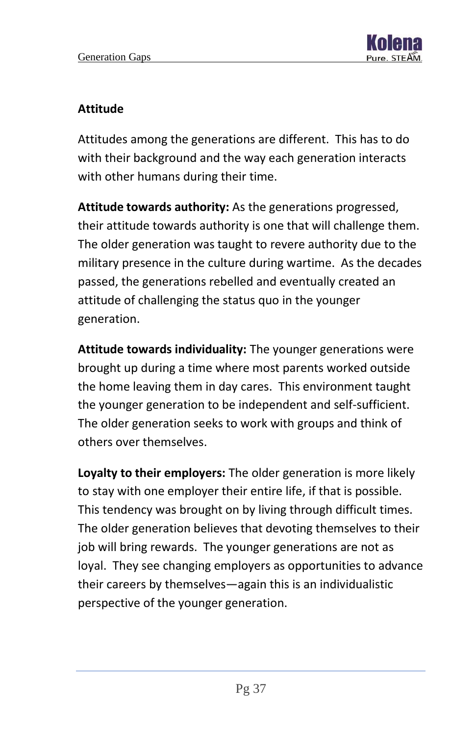## Attitude

Attitudes among the generations are different. This has to do with their background and the way each generation interacts with other humans during their time.

**Attitude towards authority:** As the generations progressed, their attitude towards authority is one that will challenge them. The older generation was taught to revere authority due to the military presence in the culture during wartime. As the decades passed, the generations rebelled and eventually created an attitude of challenging the status quo in the younger generation.

**Attitude towards individuality:** The younger generations were brought up during a time where most parents worked outside the home leaving them in day cares. This environment taught the younger generation to be independent and self-sufficient. The older generation seeks to work with groups and think of others over themselves.

**Loyalty to their employers:** The older generation is more likely to stay with one employer their entire life, if that is possible. This tendency was brought on by living through difficult times. The older generation believes that devoting themselves to their job will bring rewards. The younger generations are not as loyal. They see changing employers as opportunities to advance their careers by themselves—again this is an individualistic perspective of the younger generation.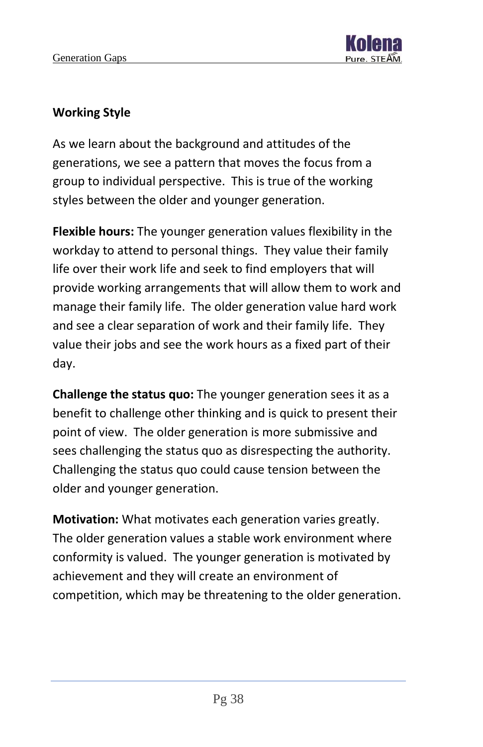## Working Style

As we learn about the background and attitudes of the generations, we see a pattern that moves the focus from a group to individual perspective. This is true of the working styles between the older and younger generation.

**Flexible hours:** The younger generation values flexibility in the workday to attend to personal things. They value their family life over their work life and seek to find employers that will provide working arrangements that will allow them to work and manage their family life. The older generation value hard work and see a clear separation of work and their family life. They value their jobs and see the work hours as a fixed part of their day.

**Challenge the status quo:** The younger generation sees it as a benefit to challenge other thinking and is quick to present their point of view. The older generation is more submissive and sees challenging the status quo as disrespecting the authority. Challenging the status quo could cause tension between the older and younger generation.

**Motivation:** What motivates each generation varies greatly. The older generation values a stable work environment where conformity is valued. The younger generation is motivated by achievement and they will create an environment of competition, which may be threatening to the older generation.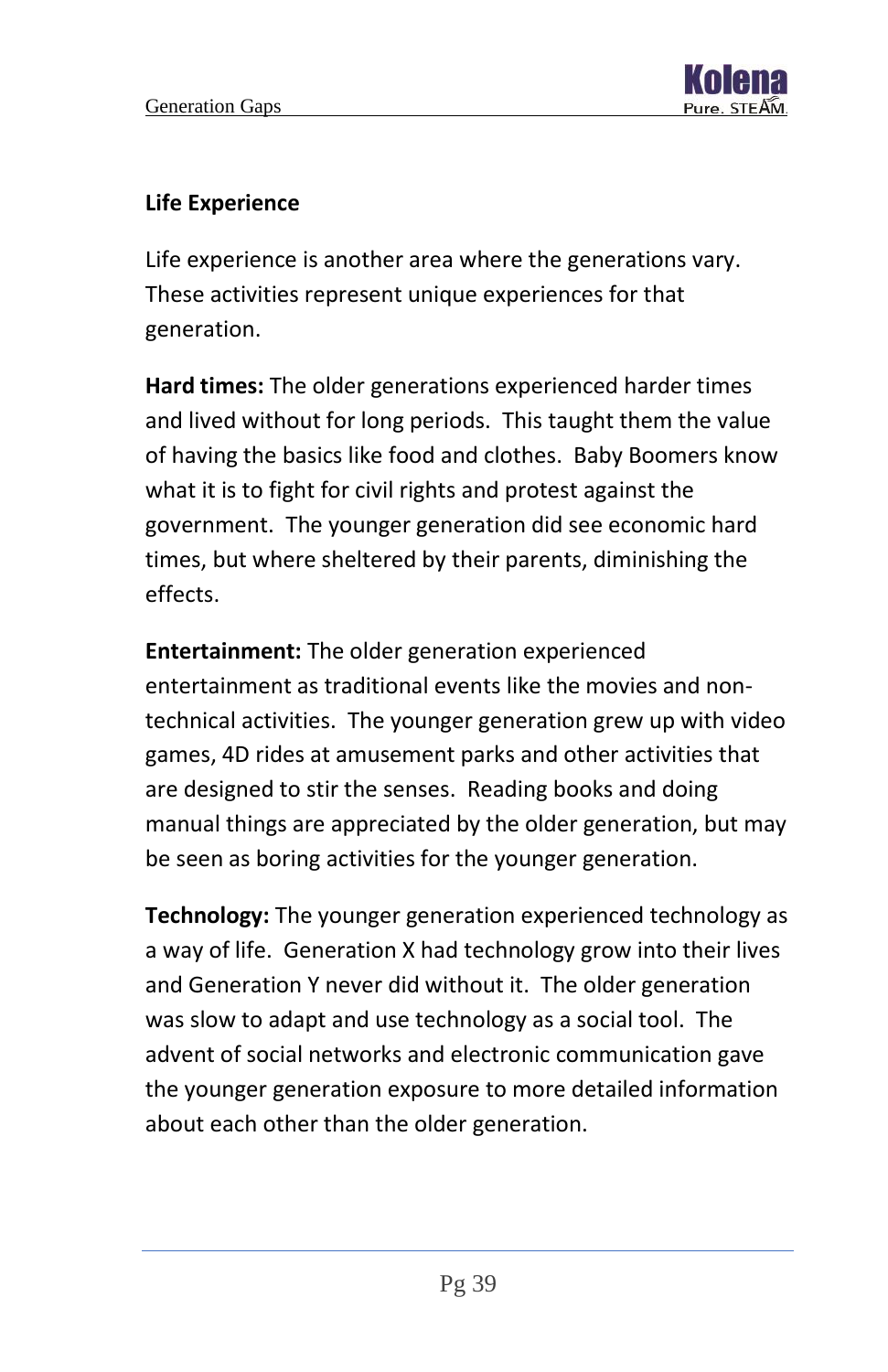## Life Experience

Life experience is another area where the generations vary. These activities represent unique experiences for that generation.

**Hard times:** The older generations experienced harder times and lived without for long periods. This taught them the value of having the basics like food and clothes. Baby Boomers know what it is to fight for civil rights and protest against the government. The younger generation did see economic hard times, but where sheltered by their parents, diminishing the effects.

**Entertainment:** The older generation experienced entertainment as traditional events like the movies and non-technical activities. The younger generation grew up with video games, 4D rides at amusement parks and other activities that are designed to stir the senses. Reading books and doing manual things are appreciated by the older generation, but may be seen as boring activities for the younger generation.

**Technology:** The younger generation experienced technology as a way of life. Generation X had technology grow into their lives and Generation Y never did without it. The older generation was slow to adapt and use technology as a social tool. The advent of social networks and electronic communication gave the younger generation exposure to more detailed information about each other than the older generation.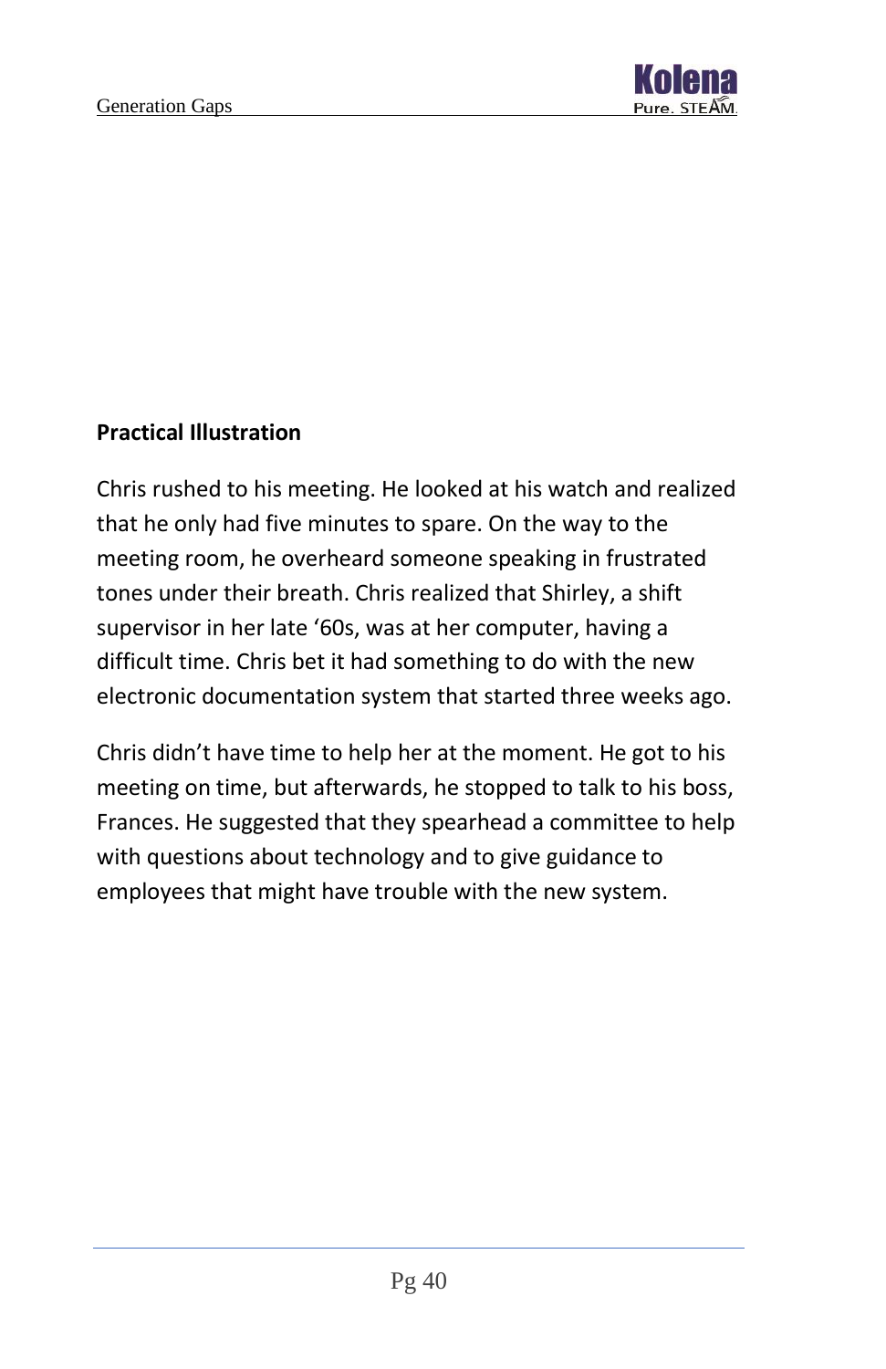**Practical Illustration**

Chris rushed to his meeting. He looked at his watch and realized that he only had five minutes to spare. On the way to the meeting room, he overheard someone speaking in frustrated tones under their breath. Chris realized that Shirley, a shift supervisor in her late '60s, was at her computer, having a difficult time. Chris bet it had something to do with the new electronic documentation system that started three weeks ago.

Chris didn't have time to help her at the moment. He got to his meeting on time, but afterwards, he stopped to talk to his boss, Frances. He suggested that they spearhead a committee to help with questions about technology and to give guidance to employees that might have trouble with the new system.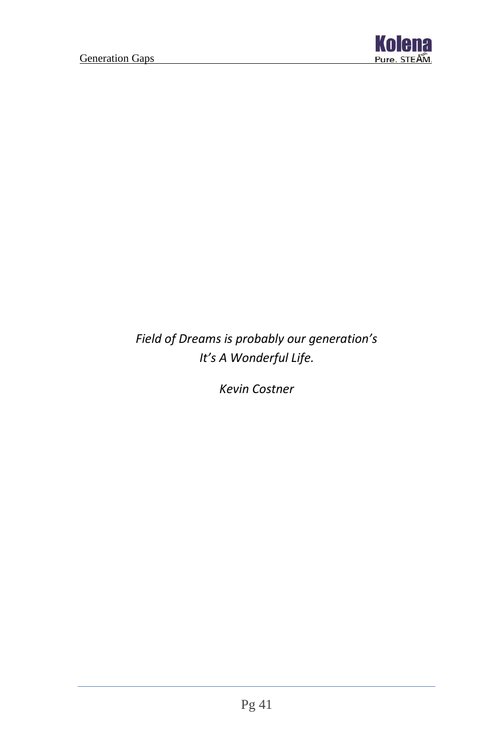*Field of Dreams is probably our generation's*
*It's A Wonderful Life.*

*Kevin Costner*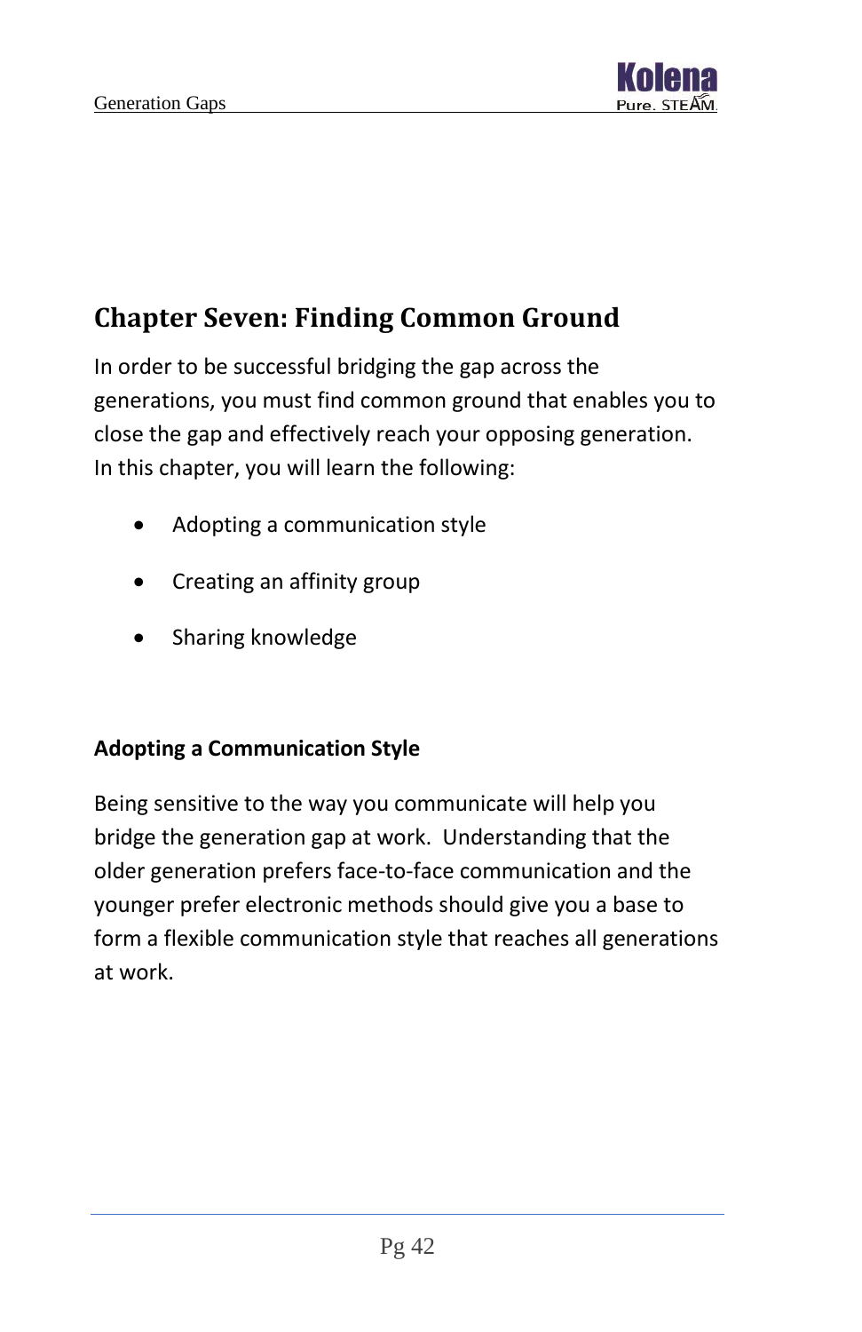# Chapter Seven: Finding Common Ground

In order to be successful bridging the gap across the generations, you must find common ground that enables you to close the gap and effectively reach your opposing generation. In this chapter, you will learn the following:

- Adopting a communication style
- Creating an affinity group
- Sharing knowledge

### Adopting a Communication Style

Being sensitive to the way you communicate will help you bridge the generation gap at work. Understanding that the older generation prefers face-to-face communication and the younger prefer electronic methods should give you a base to form a flexible communication style that reaches all generations at work.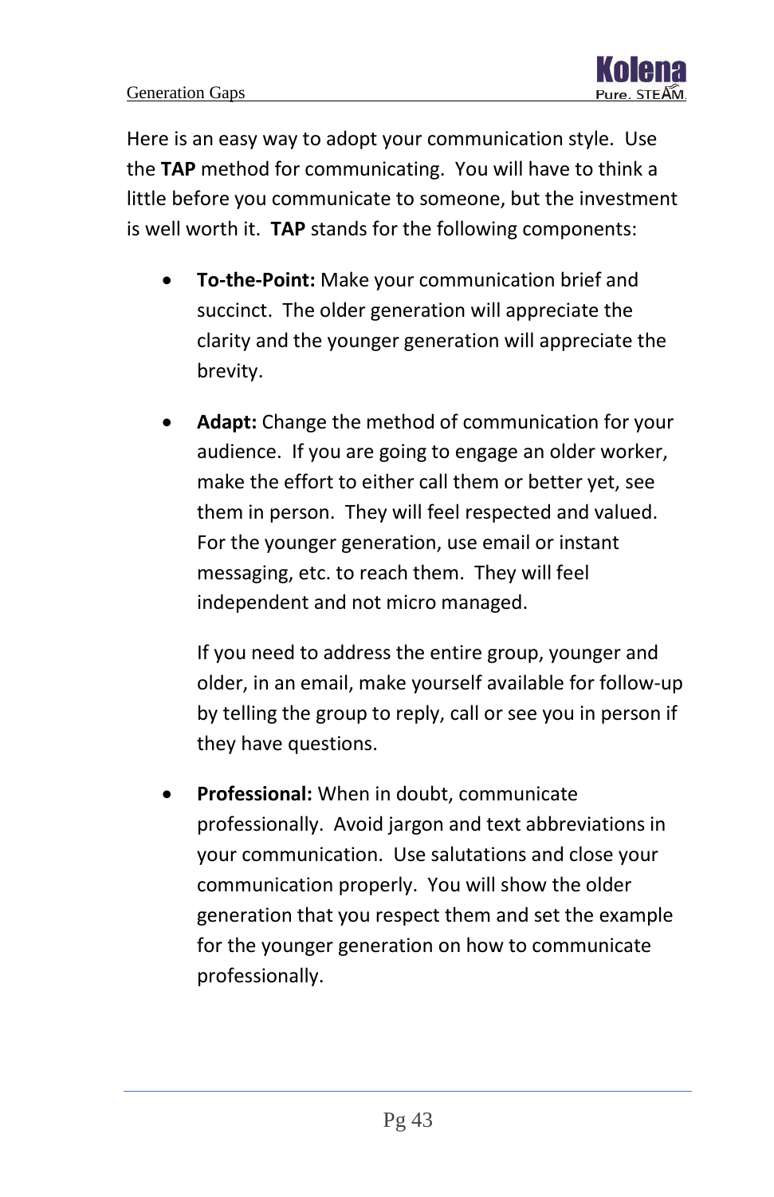Here is an easy way to adopt your communication style. Use the **TAP** method for communicating. You will have to think a little before you communicate to someone, but the investment is well worth it. **TAP** stands for the following components:

- **To-the-Point:** Make your communication brief and succinct. The older generation will appreciate the clarity and the younger generation will appreciate the brevity.

- **Adapt:** Change the method of communication for your audience. If you are going to engage an older worker, make the effort to either call them or better yet, see them in person. They will feel respected and valued. For the younger generation, use email or instant messaging, etc. to reach them. They will feel independent and not micro managed.

  If you need to address the entire group, younger and older, in an email, make yourself available for follow-up by telling the group to reply, call or see you in person if they have questions.

- **Professional:** When in doubt, communicate professionally. Avoid jargon and text abbreviations in your communication. Use salutations and close your communication properly. You will show the older generation that you respect them and set the example for the younger generation on how to communicate professionally.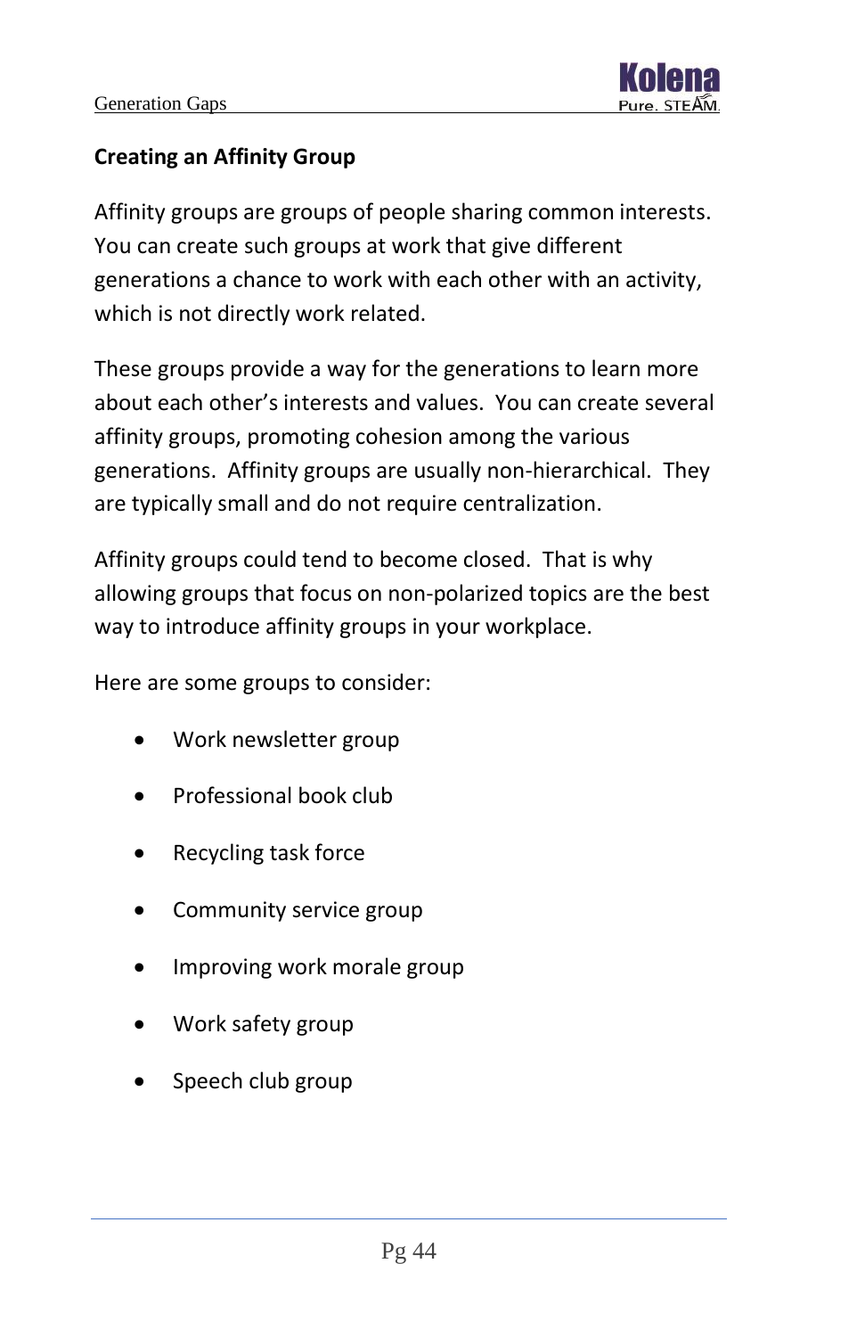## Creating an Affinity Group

Affinity groups are groups of people sharing common interests. You can create such groups at work that give different generations a chance to work with each other with an activity, which is not directly work related.

These groups provide a way for the generations to learn more about each other's interests and values. You can create several affinity groups, promoting cohesion among the various generations. Affinity groups are usually non-hierarchical. They are typically small and do not require centralization.

Affinity groups could tend to become closed. That is why allowing groups that focus on non-polarized topics are the best way to introduce affinity groups in your workplace.

Here are some groups to consider:

- Work newsletter group
- Professional book club
- Recycling task force
- Community service group
- Improving work morale group
- Work safety group
- Speech club group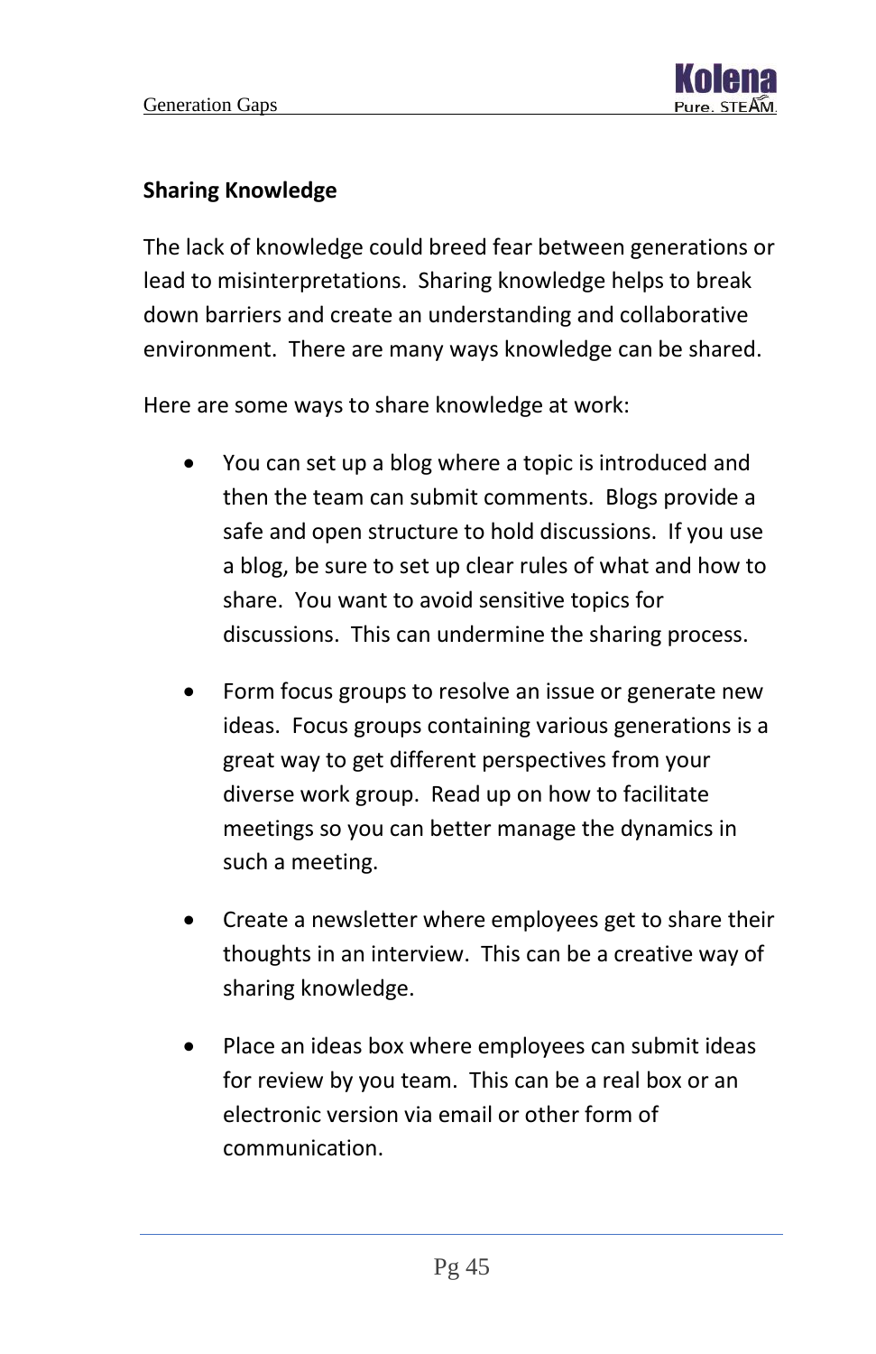## Sharing Knowledge

The lack of knowledge could breed fear between generations or lead to misinterpretations. Sharing knowledge helps to break down barriers and create an understanding and collaborative environment. There are many ways knowledge can be shared.

Here are some ways to share knowledge at work:

- You can set up a blog where a topic is introduced and then the team can submit comments. Blogs provide a safe and open structure to hold discussions. If you use a blog, be sure to set up clear rules of what and how to share. You want to avoid sensitive topics for discussions. This can undermine the sharing process.
- Form focus groups to resolve an issue or generate new ideas. Focus groups containing various generations is a great way to get different perspectives from your diverse work group. Read up on how to facilitate meetings so you can better manage the dynamics in such a meeting.
- Create a newsletter where employees get to share their thoughts in an interview. This can be a creative way of sharing knowledge.
- Place an ideas box where employees can submit ideas for review by you team. This can be a real box or an electronic version via email or other form of communication.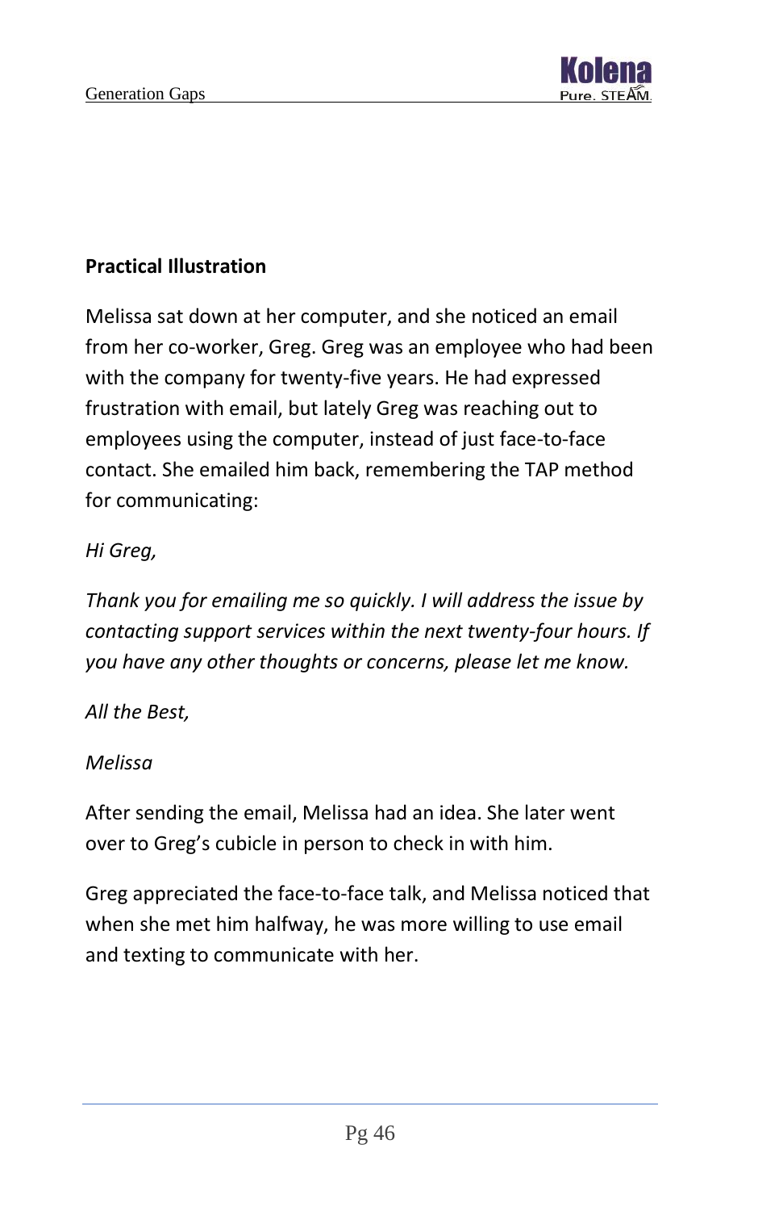**Practical Illustration**

Melissa sat down at her computer, and she noticed an email from her co-worker, Greg. Greg was an employee who had been with the company for twenty-five years. He had expressed frustration with email, but lately Greg was reaching out to employees using the computer, instead of just face-to-face contact. She emailed him back, remembering the TAP method for communicating:

*Hi Greg,*

*Thank you for emailing me so quickly. I will address the issue by contacting support services within the next twenty-four hours. If you have any other thoughts or concerns, please let me know.*

*All the Best,*

*Melissa*

After sending the email, Melissa had an idea. She later went over to Greg's cubicle in person to check in with him.

Greg appreciated the face-to-face talk, and Melissa noticed that when she met him halfway, he was more willing to use email and texting to communicate with her.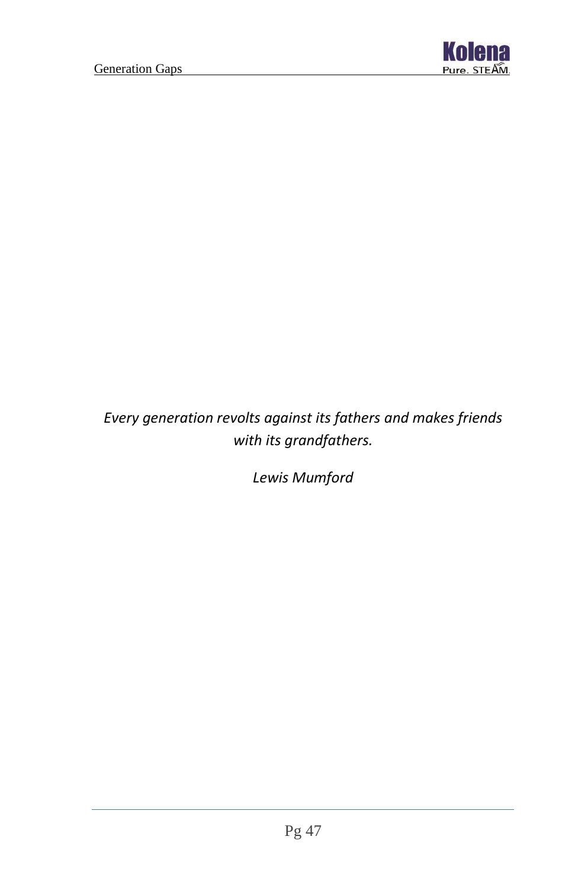*Every generation revolts against its fathers and makes friends with its grandfathers.*

*Lewis Mumford*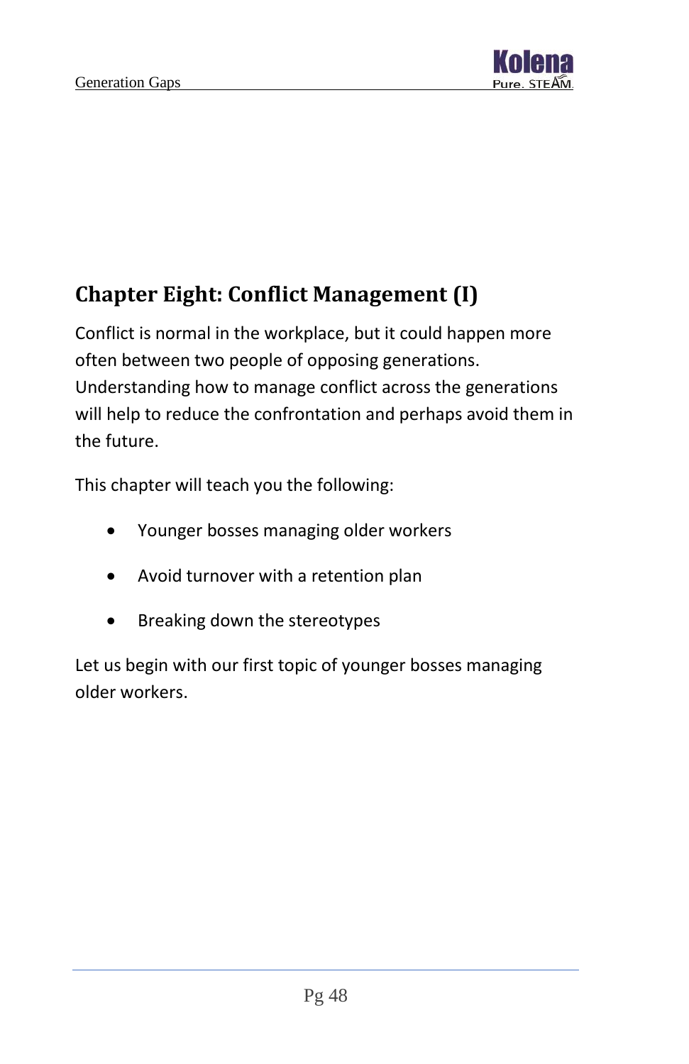## Chapter Eight: Conflict Management (I)

Conflict is normal in the workplace, but it could happen more often between two people of opposing generations. Understanding how to manage conflict across the generations will help to reduce the confrontation and perhaps avoid them in the future.

This chapter will teach you the following:

- Younger bosses managing older workers
- Avoid turnover with a retention plan
- Breaking down the stereotypes

Let us begin with our first topic of younger bosses managing older workers.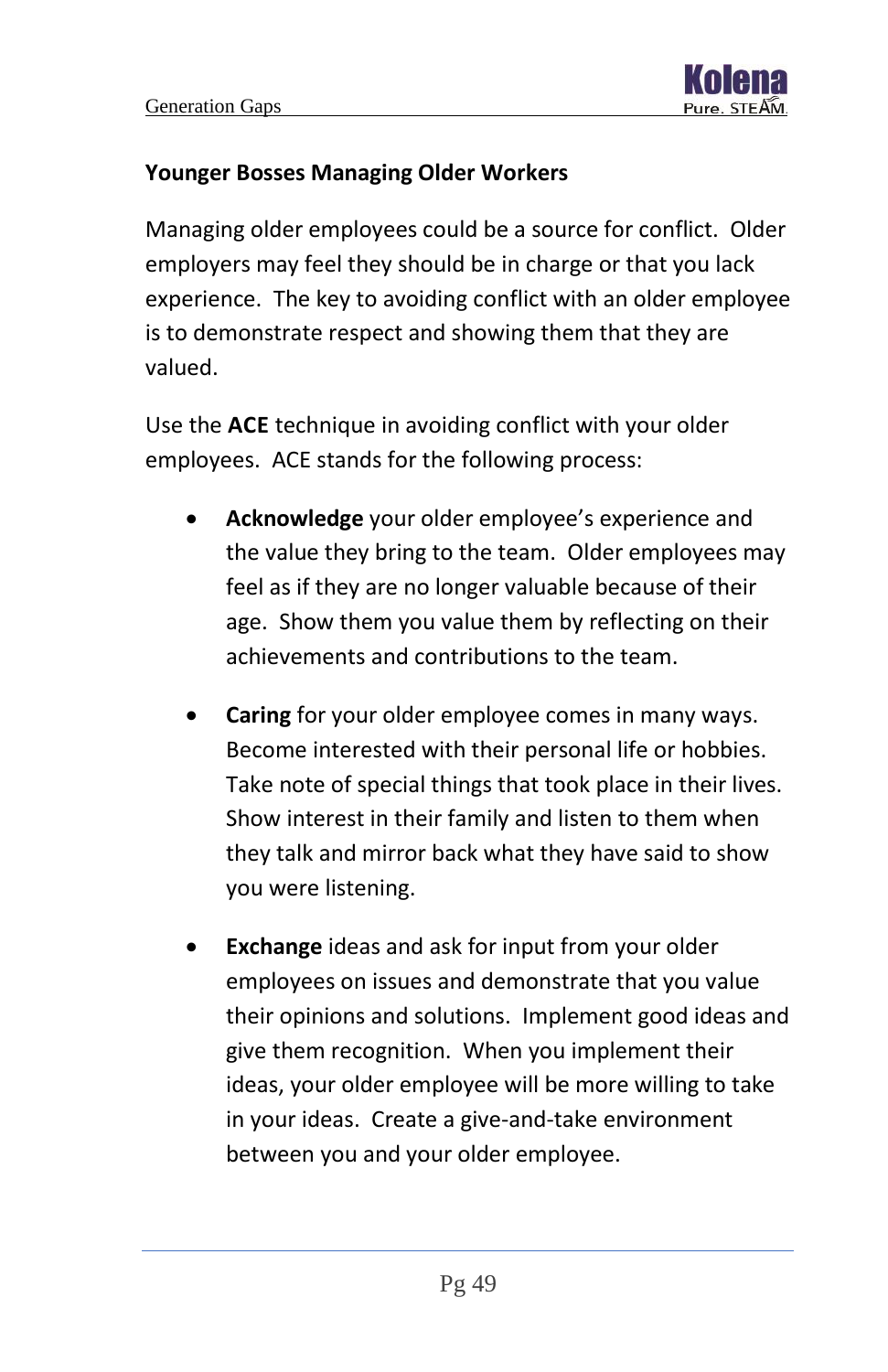### Younger Bosses Managing Older Workers

Managing older employees could be a source for conflict. Older employers may feel they should be in charge or that you lack experience. The key to avoiding conflict with an older employee is to demonstrate respect and showing them that they are valued.

Use the **ACE** technique in avoiding conflict with your older employees. ACE stands for the following process:

- **Acknowledge** your older employee's experience and the value they bring to the team. Older employees may feel as if they are no longer valuable because of their age. Show them you value them by reflecting on their achievements and contributions to the team.

- **Caring** for your older employee comes in many ways. Become interested with their personal life or hobbies. Take note of special things that took place in their lives. Show interest in their family and listen to them when they talk and mirror back what they have said to show you were listening.

- **Exchange** ideas and ask for input from your older employees on issues and demonstrate that you value their opinions and solutions. Implement good ideas and give them recognition. When you implement their ideas, your older employee will be more willing to take in your ideas. Create a give-and-take environment between you and your older employee.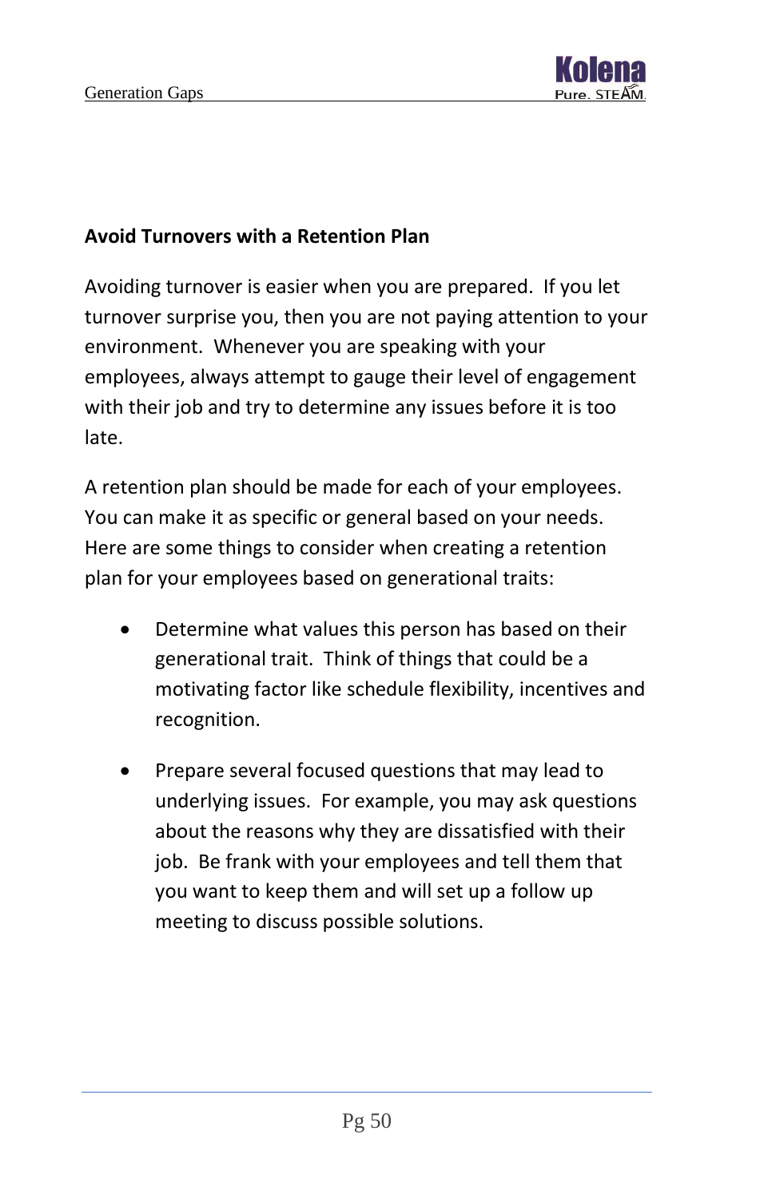## Avoid Turnovers with a Retention Plan

Avoiding turnover is easier when you are prepared. If you let turnover surprise you, then you are not paying attention to your environment. Whenever you are speaking with your employees, always attempt to gauge their level of engagement with their job and try to determine any issues before it is too late.

A retention plan should be made for each of your employees. You can make it as specific or general based on your needs. Here are some things to consider when creating a retention plan for your employees based on generational traits:

- Determine what values this person has based on their generational trait. Think of things that could be a motivating factor like schedule flexibility, incentives and recognition.

- Prepare several focused questions that may lead to underlying issues. For example, you may ask questions about the reasons why they are dissatisfied with their job. Be frank with your employees and tell them that you want to keep them and will set up a follow up meeting to discuss possible solutions.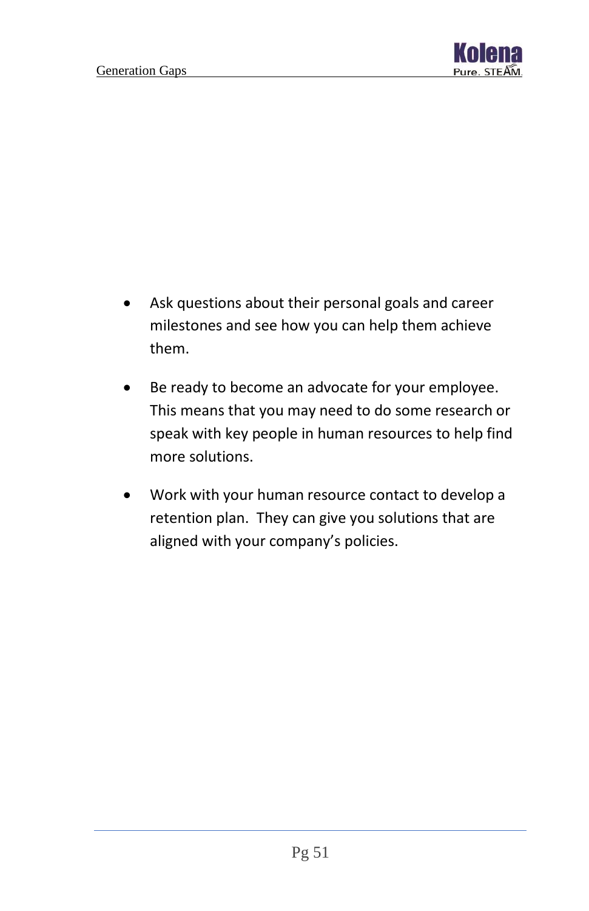- Ask questions about their personal goals and career milestones and see how you can help them achieve them.
- Be ready to become an advocate for your employee. This means that you may need to do some research or speak with key people in human resources to help find more solutions.
- Work with your human resource contact to develop a retention plan. They can give you solutions that are aligned with your company's policies.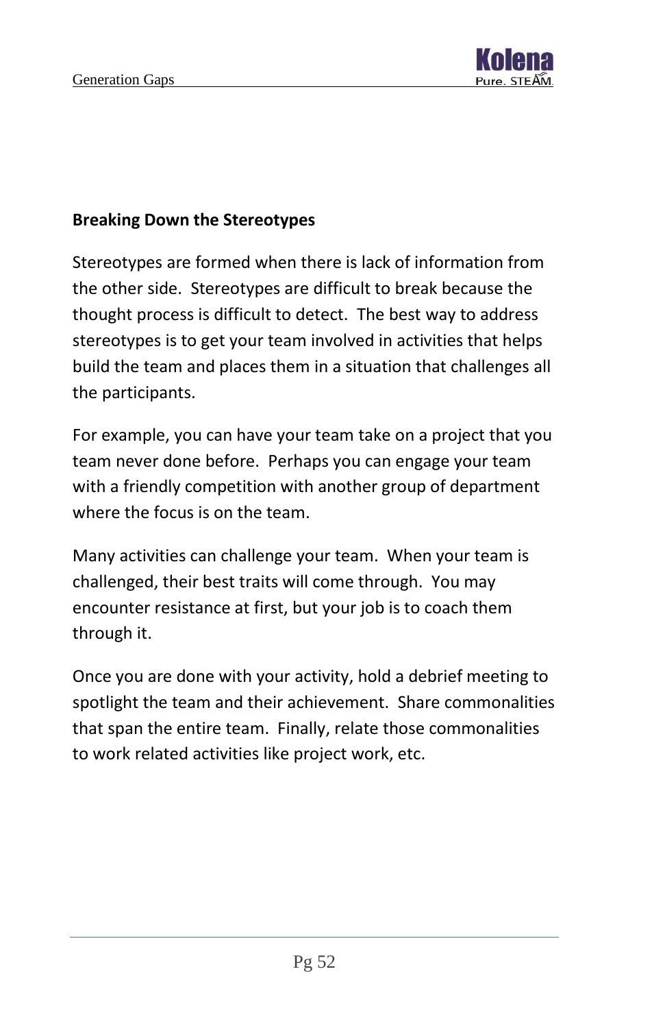**Breaking Down the Stereotypes**

Stereotypes are formed when there is lack of information from the other side. Stereotypes are difficult to break because the thought process is difficult to detect. The best way to address stereotypes is to get your team involved in activities that helps build the team and places them in a situation that challenges all the participants.

For example, you can have your team take on a project that you team never done before. Perhaps you can engage your team with a friendly competition with another group of department where the focus is on the team.

Many activities can challenge your team. When your team is challenged, their best traits will come through. You may encounter resistance at first, but your job is to coach them through it.

Once you are done with your activity, hold a debrief meeting to spotlight the team and their achievement. Share commonalities that span the entire team. Finally, relate those commonalities to work related activities like project work, etc.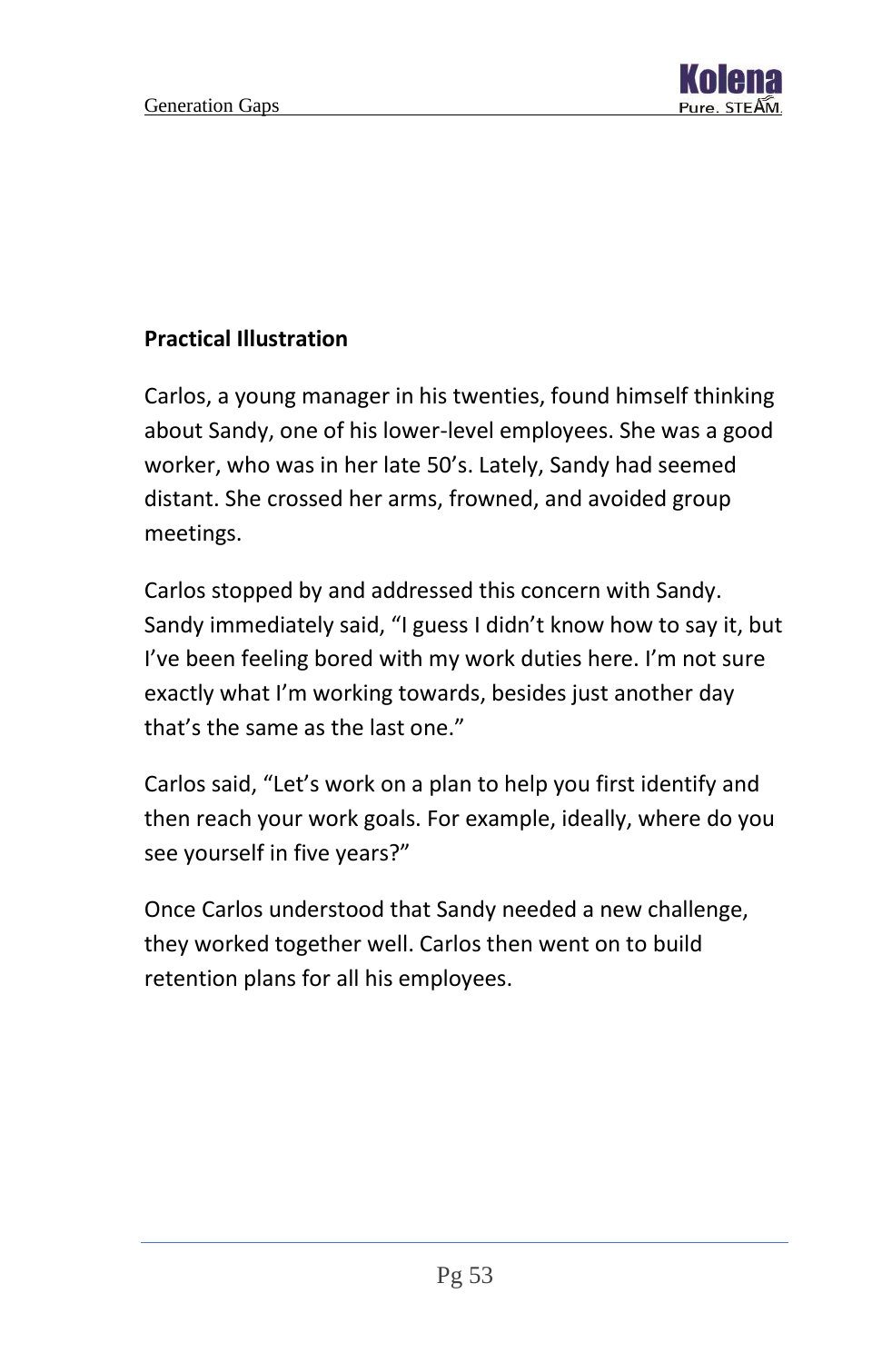**Practical Illustration**

Carlos, a young manager in his twenties, found himself thinking about Sandy, one of his lower-level employees. She was a good worker, who was in her late 50's. Lately, Sandy had seemed distant. She crossed her arms, frowned, and avoided group meetings.

Carlos stopped by and addressed this concern with Sandy. Sandy immediately said, "I guess I didn't know how to say it, but I've been feeling bored with my work duties here. I'm not sure exactly what I'm working towards, besides just another day that's the same as the last one."

Carlos said, "Let's work on a plan to help you first identify and then reach your work goals. For example, ideally, where do you see yourself in five years?"

Once Carlos understood that Sandy needed a new challenge, they worked together well. Carlos then went on to build retention plans for all his employees.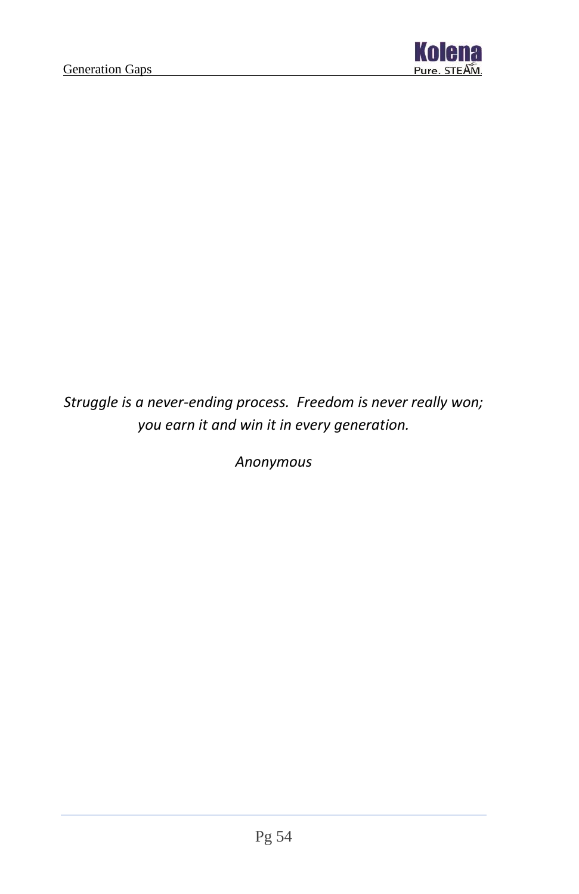*Struggle is a never-ending process. Freedom is never really won; you earn it and win it in every generation.*

*Anonymous*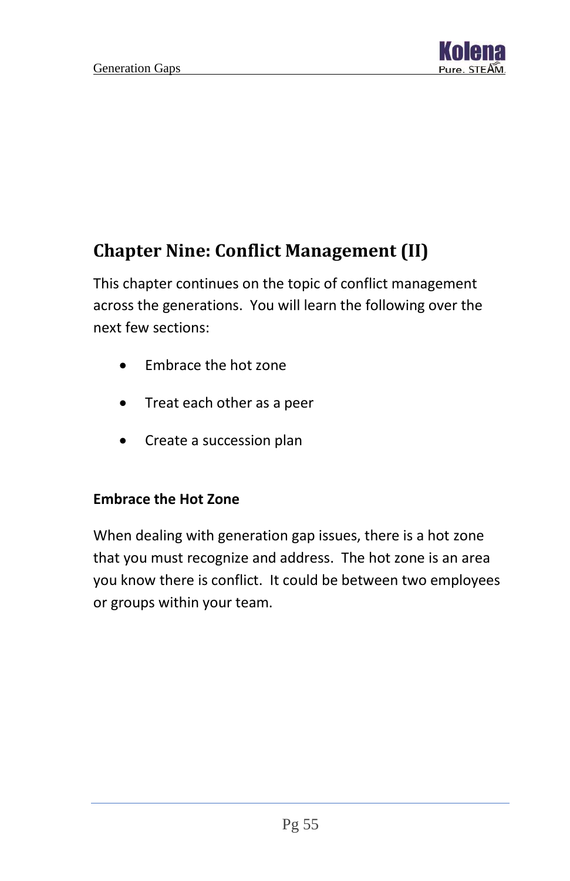## Chapter Nine: Conflict Management (II)

This chapter continues on the topic of conflict management across the generations. You will learn the following over the next few sections:

- Embrace the hot zone
- Treat each other as a peer
- Create a succession plan

### Embrace the Hot Zone

When dealing with generation gap issues, there is a hot zone that you must recognize and address. The hot zone is an area you know there is conflict. It could be between two employees or groups within your team.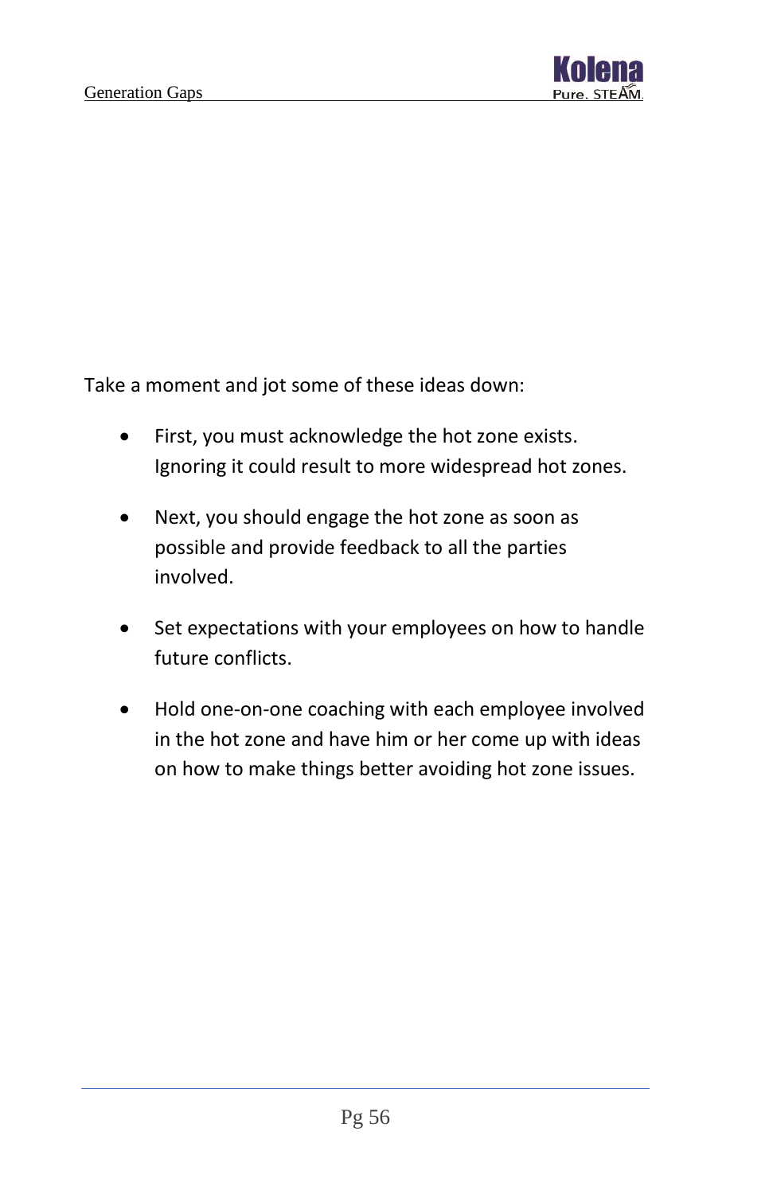Take a moment and jot some of these ideas down:

- First, you must acknowledge the hot zone exists. Ignoring it could result to more widespread hot zones.
- Next, you should engage the hot zone as soon as possible and provide feedback to all the parties involved.
- Set expectations with your employees on how to handle future conflicts.
- Hold one-on-one coaching with each employee involved in the hot zone and have him or her come up with ideas on how to make things better avoiding hot zone issues.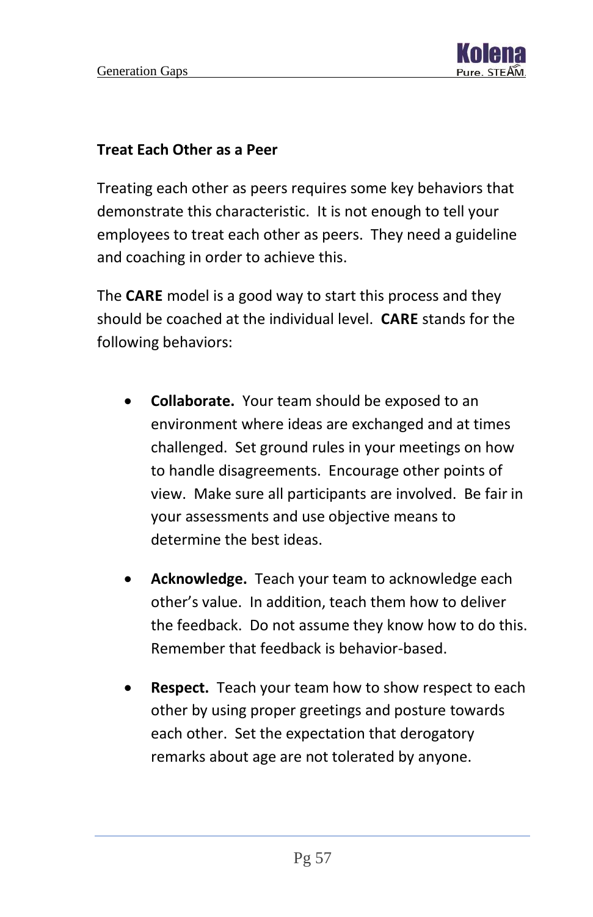## Treat Each Other as a Peer

Treating each other as peers requires some key behaviors that demonstrate this characteristic. It is not enough to tell your employees to treat each other as peers. They need a guideline and coaching in order to achieve this.

The **CARE** model is a good way to start this process and they should be coached at the individual level. **CARE** stands for the following behaviors:

- **Collaborate.** Your team should be exposed to an environment where ideas are exchanged and at times challenged. Set ground rules in your meetings on how to handle disagreements. Encourage other points of view. Make sure all participants are involved. Be fair in your assessments and use objective means to determine the best ideas.

- **Acknowledge.** Teach your team to acknowledge each other's value. In addition, teach them how to deliver the feedback. Do not assume they know how to do this. Remember that feedback is behavior-based.

- **Respect.** Teach your team how to show respect to each other by using proper greetings and posture towards each other. Set the expectation that derogatory remarks about age are not tolerated by anyone.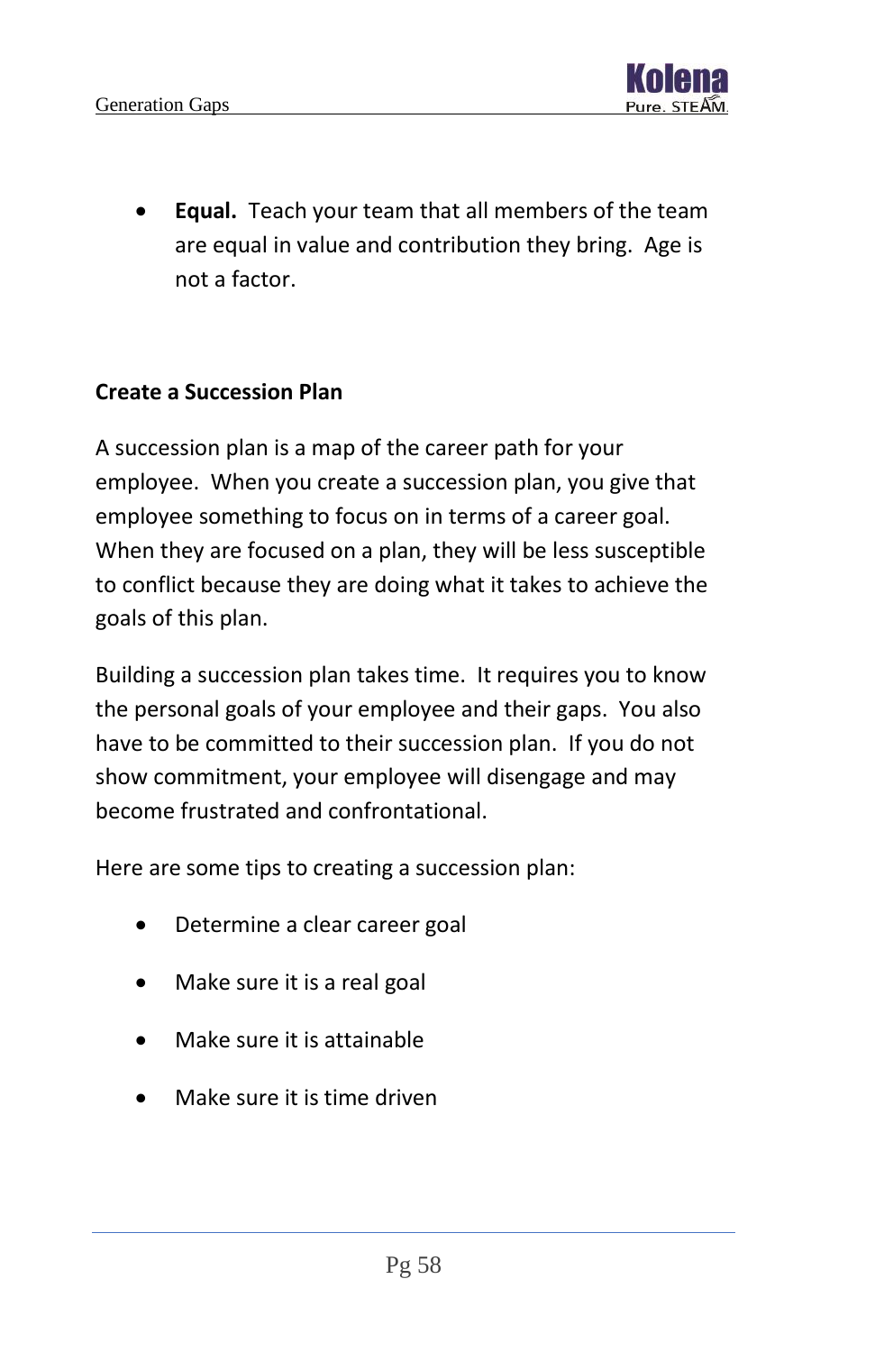- **Equal.** Teach your team that all members of the team are equal in value and contribution they bring. Age is not a factor.

### Create a Succession Plan

A succession plan is a map of the career path for your employee. When you create a succession plan, you give that employee something to focus on in terms of a career goal. When they are focused on a plan, they will be less susceptible to conflict because they are doing what it takes to achieve the goals of this plan.

Building a succession plan takes time. It requires you to know the personal goals of your employee and their gaps. You also have to be committed to their succession plan. If you do not show commitment, your employee will disengage and may become frustrated and confrontational.

Here are some tips to creating a succession plan:

- Determine a clear career goal
- Make sure it is a real goal
- Make sure it is attainable
- Make sure it is time driven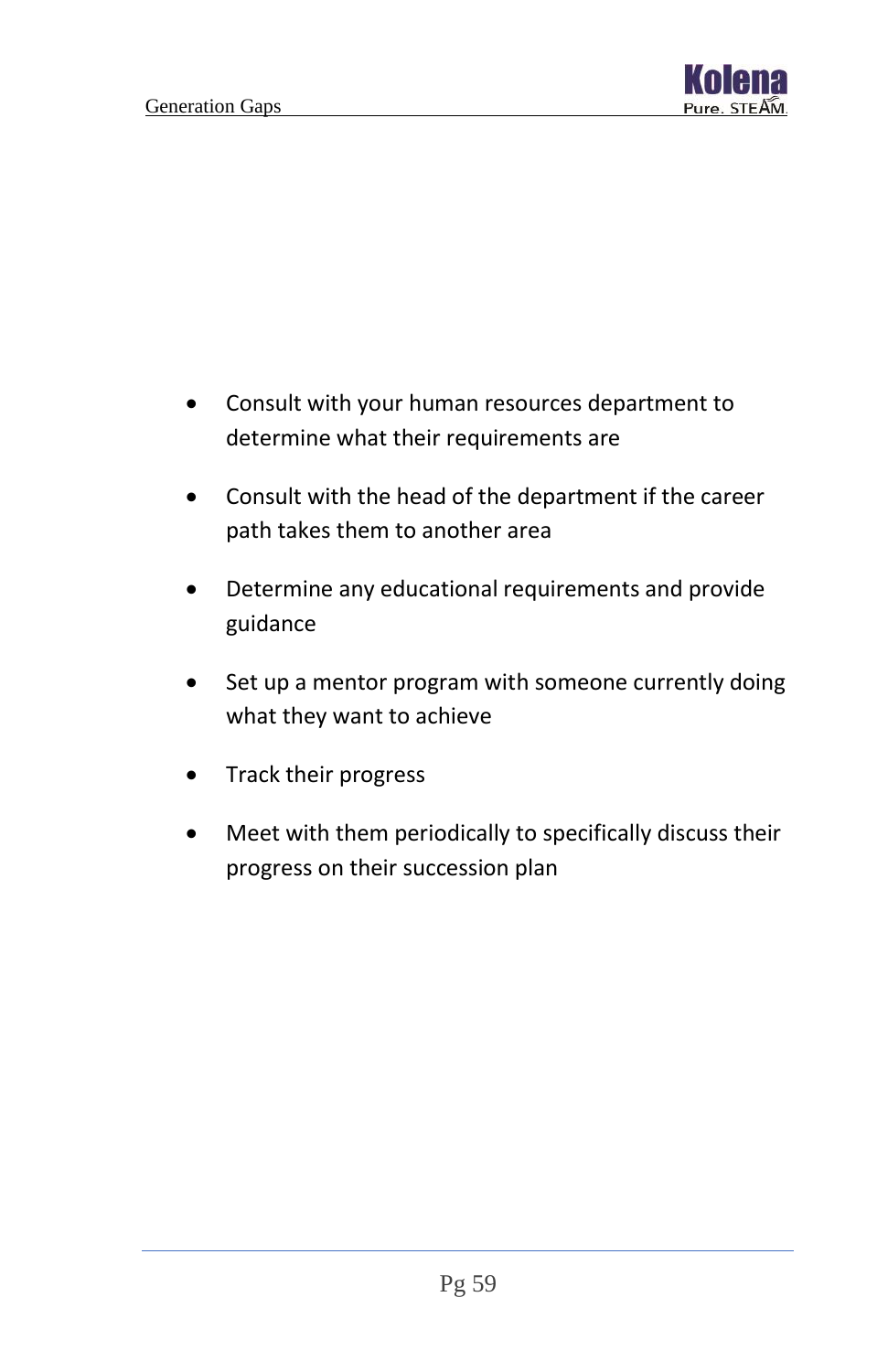- Consult with your human resources department to determine what their requirements are
- Consult with the head of the department if the career path takes them to another area
- Determine any educational requirements and provide guidance
- Set up a mentor program with someone currently doing what they want to achieve
- Track their progress
- Meet with them periodically to specifically discuss their progress on their succession plan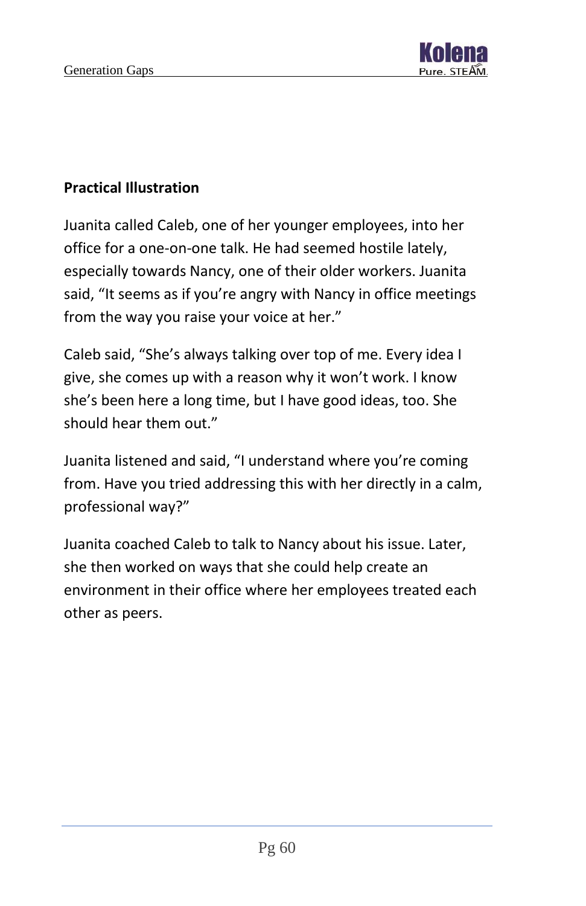**Practical Illustration**

Juanita called Caleb, one of her younger employees, into her office for a one-on-one talk. He had seemed hostile lately, especially towards Nancy, one of their older workers. Juanita said, “It seems as if you’re angry with Nancy in office meetings from the way you raise your voice at her.”

Caleb said, “She’s always talking over top of me. Every idea I give, she comes up with a reason why it won’t work. I know she’s been here a long time, but I have good ideas, too. She should hear them out.”

Juanita listened and said, “I understand where you’re coming from. Have you tried addressing this with her directly in a calm, professional way?”

Juanita coached Caleb to talk to Nancy about his issue. Later, she then worked on ways that she could help create an environment in their office where her employees treated each other as peers.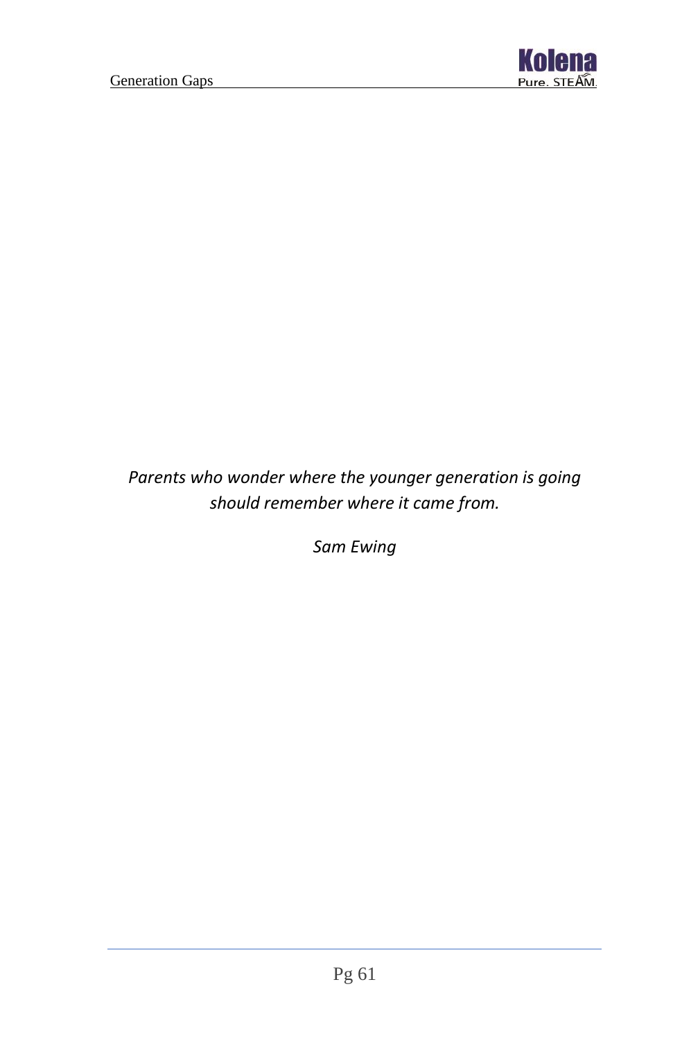*Parents who wonder where the younger generation is going should remember where it came from.*

*Sam Ewing*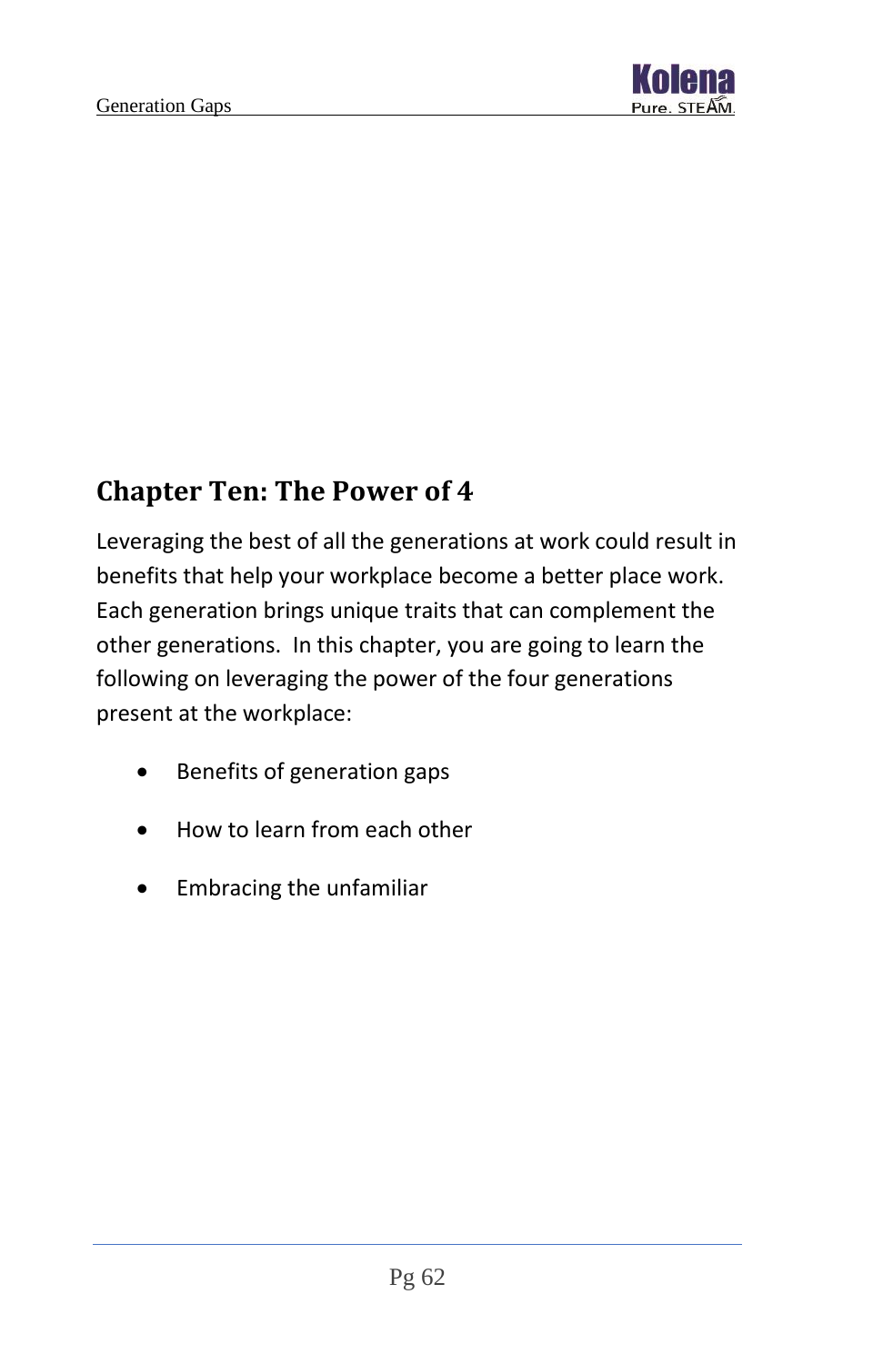## Chapter Ten: The Power of 4

Leveraging the best of all the generations at work could result in benefits that help your workplace become a better place work. Each generation brings unique traits that can complement the other generations.  In this chapter, you are going to learn the following on leveraging the power of the four generations present at the workplace:

- Benefits of generation gaps
- How to learn from each other
- Embracing the unfamiliar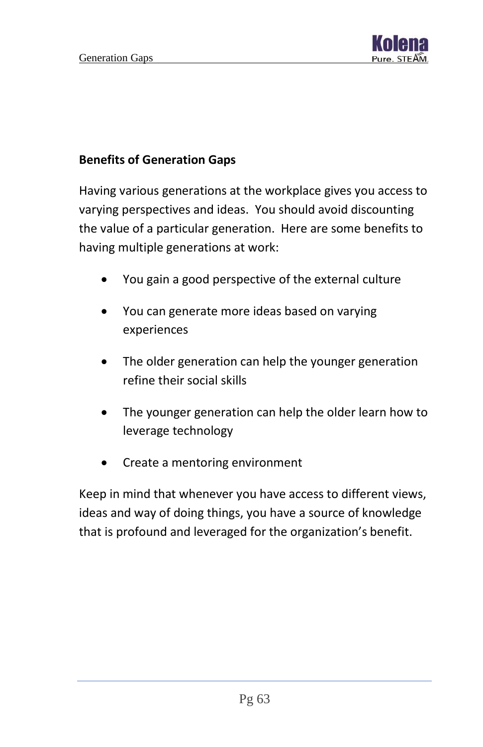**Benefits of Generation Gaps**

Having various generations at the workplace gives you access to varying perspectives and ideas. You should avoid discounting the value of a particular generation. Here are some benefits to having multiple generations at work:

- You gain a good perspective of the external culture
- You can generate more ideas based on varying experiences
- The older generation can help the younger generation refine their social skills
- The younger generation can help the older learn how to leverage technology
- Create a mentoring environment

Keep in mind that whenever you have access to different views, ideas and way of doing things, you have a source of knowledge that is profound and leveraged for the organization's benefit.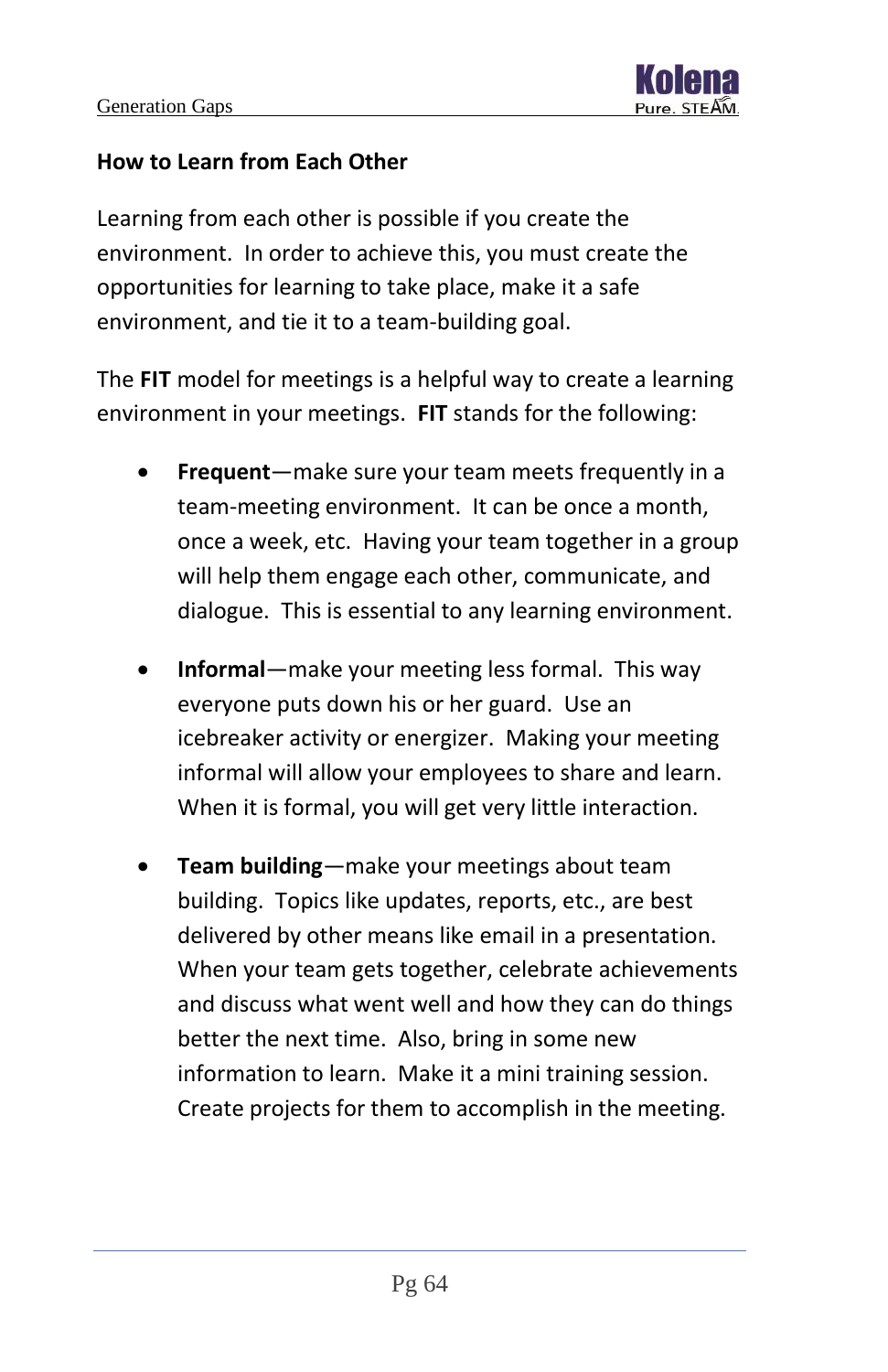## How to Learn from Each Other

Learning from each other is possible if you create the environment. In order to achieve this, you must create the opportunities for learning to take place, make it a safe environment, and tie it to a team-building goal.

The **FIT** model for meetings is a helpful way to create a learning environment in your meetings. **FIT** stands for the following:

- **Frequent**—make sure your team meets frequently in a team-meeting environment. It can be once a month, once a week, etc. Having your team together in a group will help them engage each other, communicate, and dialogue. This is essential to any learning environment.

- **Informal**—make your meeting less formal. This way everyone puts down his or her guard. Use an icebreaker activity or energizer. Making your meeting informal will allow your employees to share and learn. When it is formal, you will get very little interaction.

- **Team building**—make your meetings about team building. Topics like updates, reports, etc., are best delivered by other means like email in a presentation. When your team gets together, celebrate achievements and discuss what went well and how they can do things better the next time. Also, bring in some new information to learn. Make it a mini training session. Create projects for them to accomplish in the meeting.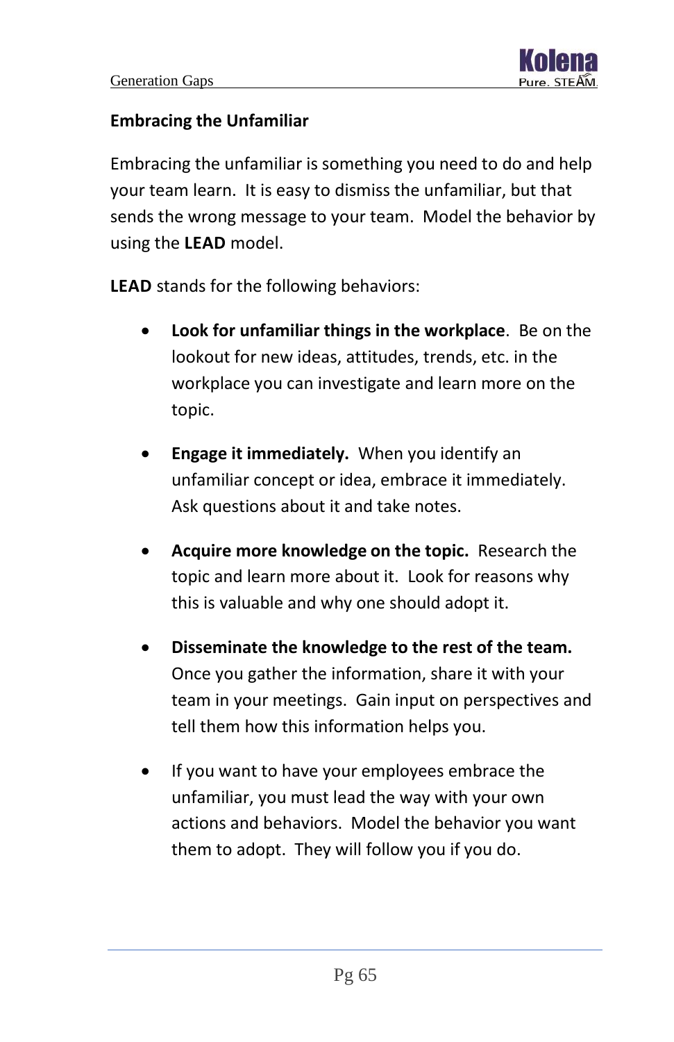## Embracing the Unfamiliar

Embracing the unfamiliar is something you need to do and help your team learn. It is easy to dismiss the unfamiliar, but that sends the wrong message to your team. Model the behavior by using the **LEAD** model.

**LEAD** stands for the following behaviors:

- **Look for unfamiliar things in the workplace**. Be on the lookout for new ideas, attitudes, trends, etc. in the workplace you can investigate and learn more on the topic.

- **Engage it immediately.** When you identify an unfamiliar concept or idea, embrace it immediately. Ask questions about it and take notes.

- **Acquire more knowledge on the topic.** Research the topic and learn more about it. Look for reasons why this is valuable and why one should adopt it.

- **Disseminate the knowledge to the rest of the team.** Once you gather the information, share it with your team in your meetings. Gain input on perspectives and tell them how this information helps you.

- If you want to have your employees embrace the unfamiliar, you must lead the way with your own actions and behaviors. Model the behavior you want them to adopt. They will follow you if you do.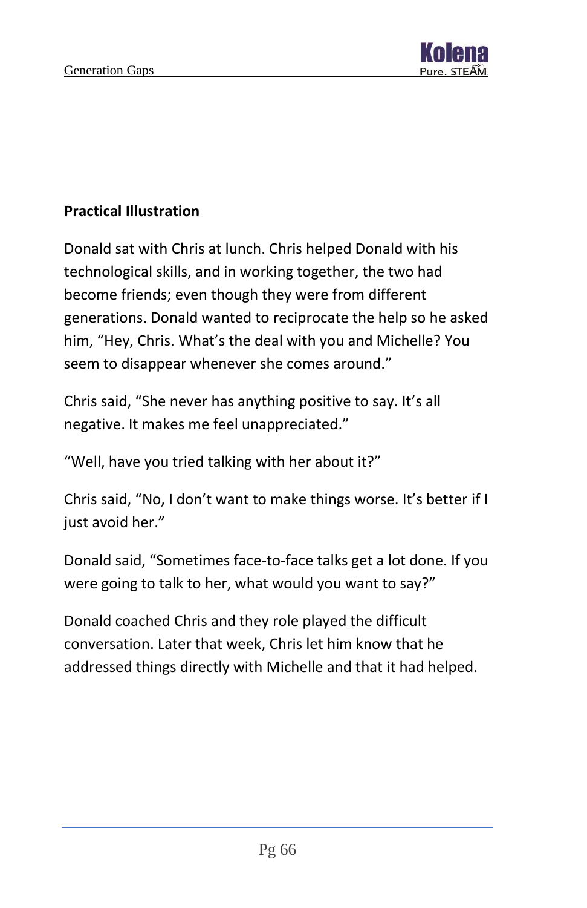**Practical Illustration**

Donald sat with Chris at lunch. Chris helped Donald with his technological skills, and in working together, the two had become friends; even though they were from different generations. Donald wanted to reciprocate the help so he asked him, "Hey, Chris. What's the deal with you and Michelle? You seem to disappear whenever she comes around."

Chris said, "She never has anything positive to say. It's all negative. It makes me feel unappreciated."

"Well, have you tried talking with her about it?"

Chris said, "No, I don't want to make things worse. It's better if I just avoid her."

Donald said, "Sometimes face-to-face talks get a lot done. If you were going to talk to her, what would you want to say?"

Donald coached Chris and they role played the difficult conversation. Later that week, Chris let him know that he addressed things directly with Michelle and that it had helped.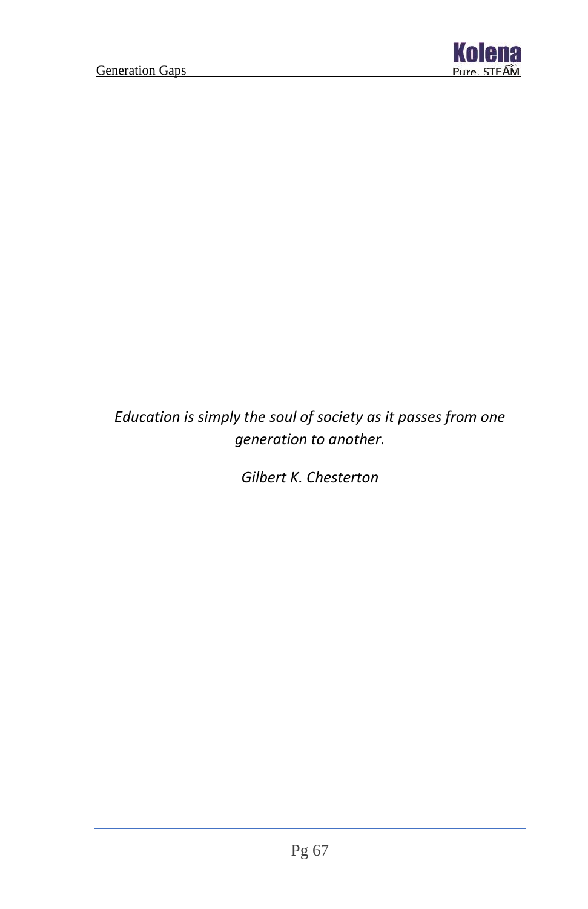*Education is simply the soul of society as it passes from one generation to another.*

*Gilbert K. Chesterton*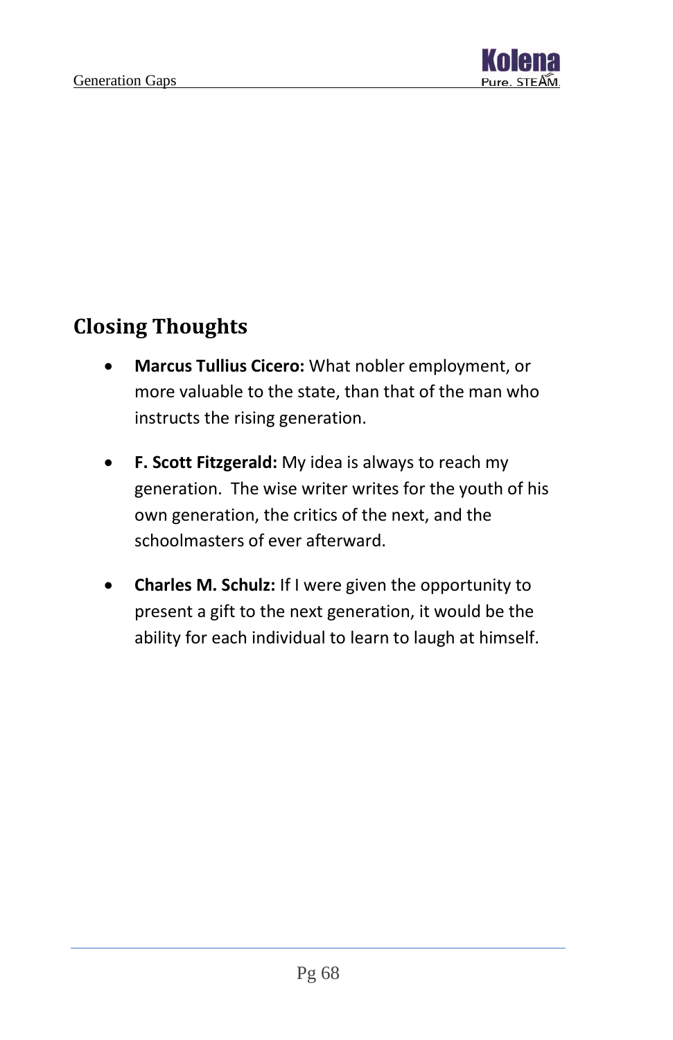## Closing Thoughts

- **Marcus Tullius Cicero:** What nobler employment, or more valuable to the state, than that of the man who instructs the rising generation.
- **F. Scott Fitzgerald:** My idea is always to reach my generation. The wise writer writes for the youth of his own generation, the critics of the next, and the schoolmasters of ever afterward.
- **Charles M. Schulz:** If I were given the opportunity to present a gift to the next generation, it would be the ability for each individual to learn to laugh at himself.